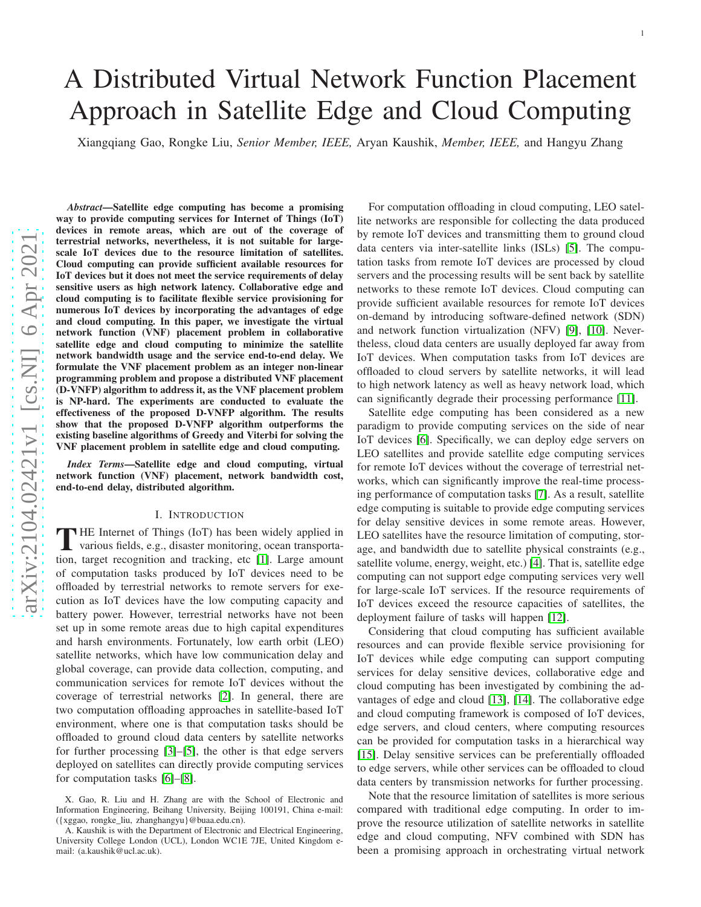# A Distributed Virtual Network Function Placement Approach in Satellite Edge and Cloud Computing

Xiangqiang Gao, Rongke Liu, *Senior Member, IEEE,* Aryan Kaushik, *Member, IEEE,* and Hangyu Zhang

***Abstract*—Satellite edge computing has become a promising way to provide computing services for Internet of Things (IoT) devices in remote areas, which are out of the coverage of terrestrial networks, nevertheless, it is not suitable for large-scale IoT devices due to the resource limitation of satellites. Cloud computing can provide sufficient available resources for IoT devices but it does not meet the service requirements of delay sensitive users as high network latency. Collaborative edge and cloud computing is to facilitate flexible service provisioning for numerous IoT devices by incorporating the advantages of edge and cloud computing. In this paper, we investigate the virtual network function (VNF) placement problem in collaborative satellite edge and cloud computing to minimize the satellite network bandwidth usage and the service end-to-end delay. We formulate the VNF placement problem as an integer non-linear programming problem and propose a distributed VNF placement (D-VNFP) algorithm to address it, as the VNF placement problem is NP-hard. The experiments are conducted to evaluate the effectiveness of the proposed D-VNFP algorithm. The results show that the proposed D-VNFP algorithm outperforms the existing baseline algorithms of Greedy and Viterbi for solving the VNF placement problem in satellite edge and cloud computing.**

***Index Terms*—Satellite edge and cloud computing, virtual network function (VNF) placement, network bandwidth cost, end-to-end delay, distributed algorithm.**

## I. Introduction

The Internet of Things (IoT) has been widely applied in various fields, e.g., disaster monitoring, ocean transportation, target recognition and tracking, etc [1]. Large amount of computation tasks produced by IoT devices need to be offloaded by terrestrial networks to remote servers for execution as IoT devices have the low computing capacity and battery power. However, terrestrial networks have not been set up in some remote areas due to high capital expenditures and harsh environments. Fortunately, low earth orbit (LEO) satellite networks, which have low communication delay and global coverage, can provide data collection, computing, and communication services for remote IoT devices without the coverage of terrestrial networks [2]. In general, there are two computation offloading approaches in satellite-based IoT environment, where one is that computation tasks should be offloaded to ground cloud data centers by satellite networks for further processing [3]–[5], the other is that edge servers deployed on satellites can directly provide computing services for computation tasks [6]–[8].

For computation offloading in cloud computing, LEO satellite networks are responsible for collecting the data produced by remote IoT devices and transmitting them to ground cloud data centers via inter-satellite links (ISLs) [5]. The computation tasks from remote IoT devices are processed by cloud servers and the processing results will be sent back by satellite networks to these remote IoT devices. Cloud computing can provide sufficient available resources for remote IoT devices on-demand by introducing software-defined network (SDN) and network function virtualization (NFV) [9], [10]. Nevertheless, cloud data centers are usually deployed far away from IoT devices. When computation tasks from IoT devices are offloaded to cloud servers by satellite networks, it will lead to high network latency as well as heavy network load, which can significantly degrade their processing performance [11].

Satellite edge computing has been considered as a new paradigm to provide computing services on the side of near IoT devices [6]. Specifically, we can deploy edge servers on LEO satellites and provide satellite edge computing services for remote IoT devices without the coverage of terrestrial networks, which can significantly improve the real-time processing performance of computation tasks [7]. As a result, satellite edge computing is suitable to provide edge computing services for delay sensitive devices in some remote areas. However, LEO satellites have the resource limitation of computing, storage, and bandwidth due to satellite physical constraints (e.g., satellite volume, energy, weight, etc.) [4]. That is, satellite edge computing can not support edge computing services very well for large-scale IoT services. If the resource requirements of IoT devices exceed the resource capacities of satellites, the deployment failure of tasks will happen [12].

Considering that cloud computing has sufficient available resources and can provide flexible service provisioning for IoT devices while edge computing can support computing services for delay sensitive devices, collaborative edge and cloud computing has been investigated by combining the advantages of edge and cloud [13], [14]. The collaborative edge and cloud computing framework is composed of IoT devices, edge servers, and cloud centers, where computing resources can be provided for computation tasks in a hierarchical way [15]. Delay sensitive services can be preferentially offloaded to edge servers, while other services can be offloaded to cloud data centers by transmission networks for further processing.

Note that the resource limitation of satellites is more serious compared with traditional edge computing. In order to improve the resource utilization of satellite networks in satellite edge and cloud computing, NFV combined with SDN has been a promising approach in orchestrating virtual network

X. Gao, R. Liu and H. Zhang are with the School of Electronic and Information Engineering, Beihang University, Beijing 100191, China e-mail: ({xggao, rongke_liu, zhanghangyu}@buaa.edu.cn).

A. Kaushik is with the Department of Electronic and Electrical Engineering, University College London (UCL), London WC1E 7JE, United Kingdom e-mail: (a.kaushik@ucl.ac.uk).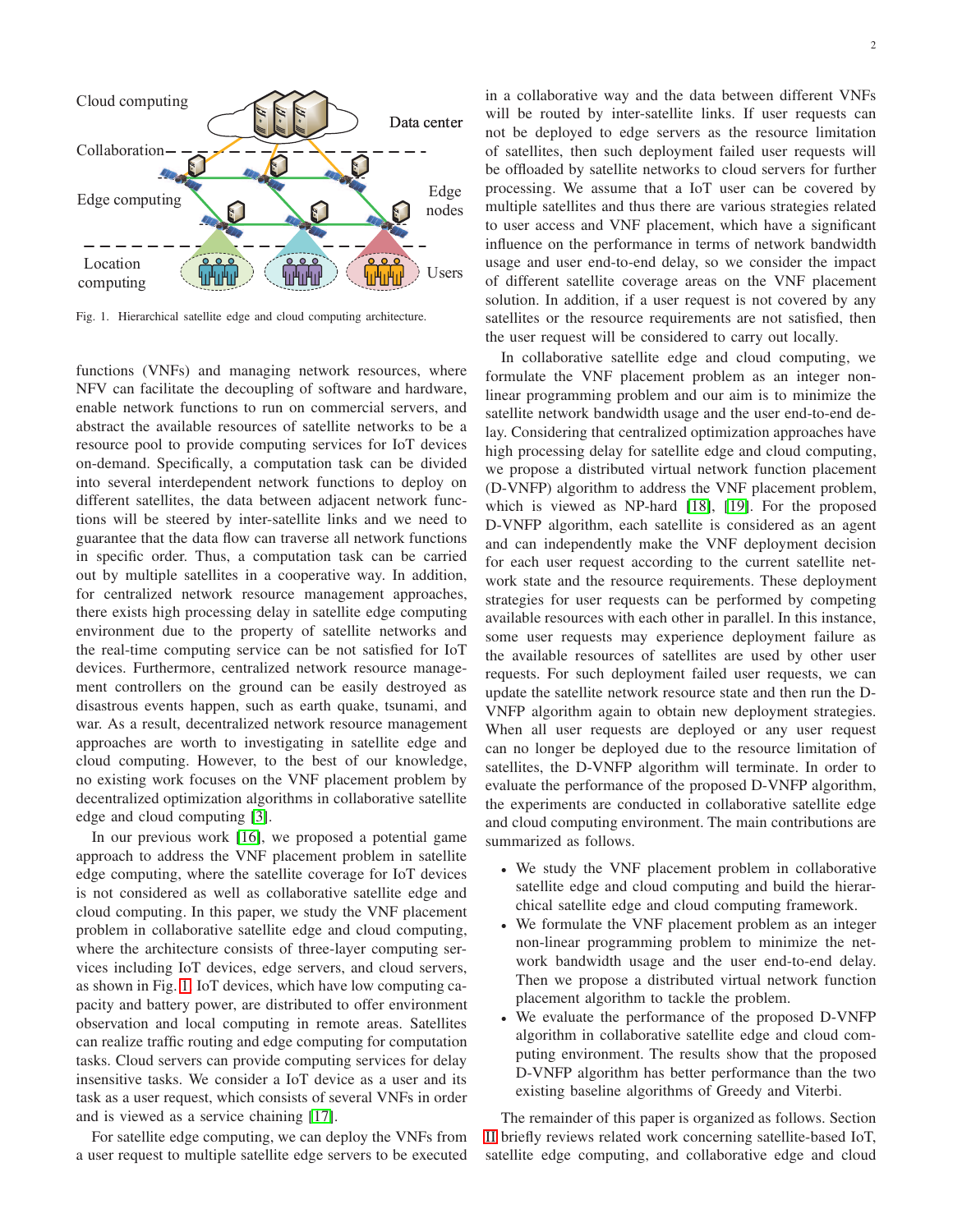Fig. 1. Hierarchical satellite edge and cloud computing architecture.

functions (VNFs) and managing network resources, where NFV can facilitate the decoupling of software and hardware, enable network functions to run on commercial servers, and abstract the available resources of satellite networks to be a resource pool to provide computing services for IoT devices on-demand. Specifically, a computation task can be divided into several interdependent network functions to deploy on different satellites, the data between adjacent network functions will be steered by inter-satellite links and we need to guarantee that the data flow can traverse all network functions in specific order. Thus, a computation task can be carried out by multiple satellites in a cooperative way. In addition, for centralized network resource management approaches, there exists high processing delay in satellite edge computing environment due to the property of satellite networks and the real-time computing service can be not satisfied for IoT devices. Furthermore, centralized network resource management controllers on the ground can be easily destroyed as disastrous events happen, such as earth quake, tsunami, and war. As a result, decentralized network resource management approaches are worth to investigating in satellite edge and cloud computing. However, to the best of our knowledge, no existing work focuses on the VNF placement problem by decentralized optimization algorithms in collaborative satellite edge and cloud computing [3].

In our previous work [16], we proposed a potential game approach to address the VNF placement problem in satellite edge computing, where the satellite coverage for IoT devices is not considered as well as collaborative satellite edge and cloud computing. In this paper, we study the VNF placement problem in collaborative satellite edge and cloud computing, where the architecture consists of three-layer computing services including IoT devices, edge servers, and cloud servers, as shown in Fig. 1. IoT devices, which have low computing capacity and battery power, are distributed to offer environment observation and local computing in remote areas. Satellites can realize traffic routing and edge computing for computation tasks. Cloud servers can provide computing services for delay insensitive tasks. We consider a IoT device as a user and its task as a user request, which consists of several VNFs in order and is viewed as a service chaining [17].

For satellite edge computing, we can deploy the VNFs from a user request to multiple satellite edge servers to be executed in a collaborative way and the data between different VNFs will be routed by inter-satellite links. If user requests can not be deployed to edge servers as the resource limitation of satellites, then such deployment failed user requests will be offloaded by satellite networks to cloud servers for further processing. We assume that a IoT user can be covered by multiple satellites and thus there are various strategies related to user access and VNF placement, which have a significant influence on the performance in terms of network bandwidth usage and user end-to-end delay, so we consider the impact of different satellite coverage areas on the VNF placement solution. In addition, if a user request is not covered by any satellites or the resource requirements are not satisfied, then the user request will be considered to carry out locally.

In collaborative satellite edge and cloud computing, we formulate the VNF placement problem as an integer non-linear programming problem and our aim is to minimize the satellite network bandwidth usage and the user end-to-end delay. Considering that centralized optimization approaches have high processing delay for satellite edge and cloud computing, we propose a distributed virtual network function placement (D-VNFP) algorithm to address the VNF placement problem, which is viewed as NP-hard [18], [19]. For the proposed D-VNFP algorithm, each satellite is considered as an agent and can independently make the VNF deployment decision for each user request according to the current satellite network state and the resource requirements. These deployment strategies for user requests can be performed by competing available resources with each other in parallel. In this instance, some user requests may experience deployment failure as the available resources of satellites are used by other user requests. For such deployment failed user requests, we can update the satellite network resource state and then run the D-VNFP algorithm again to obtain new deployment strategies. When all user requests are deployed or any user request can no longer be deployed due to the resource limitation of satellites, the D-VNFP algorithm will terminate. In order to evaluate the performance of the proposed D-VNFP algorithm, the experiments are conducted in collaborative satellite edge and cloud computing environment. The main contributions are summarized as follows.

- We study the VNF placement problem in collaborative satellite edge and cloud computing and build the hierarchical satellite edge and cloud computing framework.
- We formulate the VNF placement problem as an integer non-linear programming problem to minimize the network bandwidth usage and the user end-to-end delay. Then we propose a distributed virtual network function placement algorithm to tackle the problem.
- We evaluate the performance of the proposed D-VNFP algorithm in collaborative satellite edge and cloud computing environment. The results show that the proposed D-VNFP algorithm has better performance than the two existing baseline algorithms of Greedy and Viterbi.

The remainder of this paper is organized as follows. Section II briefly reviews related work concerning satellite-based IoT, satellite edge computing, and collaborative edge and cloud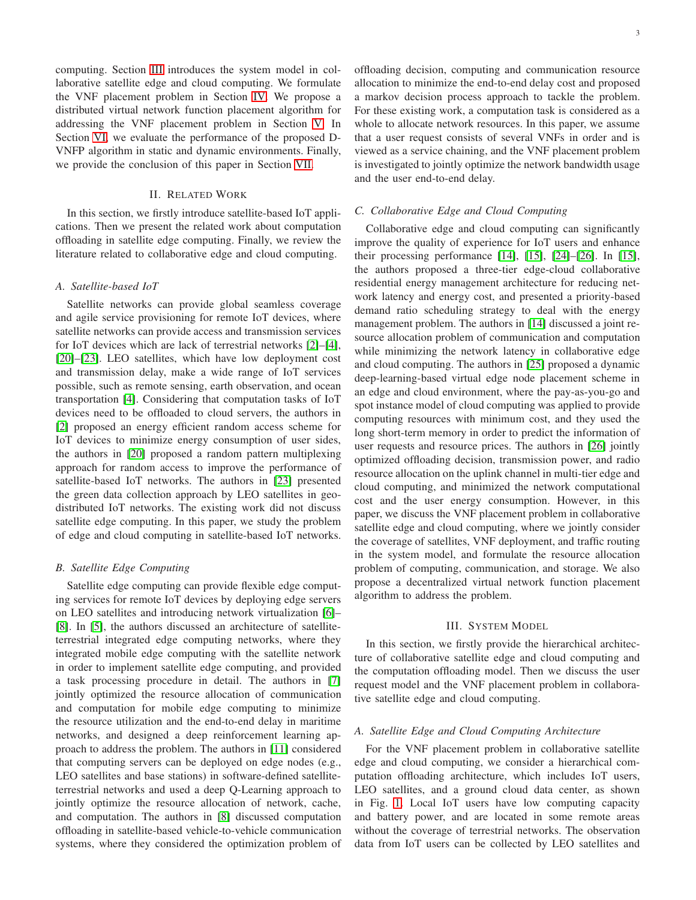computing. Section III introduces the system model in collaborative satellite edge and cloud computing. We formulate the VNF placement problem in Section IV. We propose a distributed virtual network function placement algorithm for addressing the VNF placement problem in Section V. In Section VI, we evaluate the performance of the proposed D-VNFP algorithm in static and dynamic environments. Finally, we provide the conclusion of this paper in Section VII.

## II. Related Work

In this section, we firstly introduce satellite-based IoT applications. Then we present the related work about computation offloading in satellite edge computing. Finally, we review the literature related to collaborative edge and cloud computing.

### A. Satellite-based IoT

Satellite networks can provide global seamless coverage and agile service provisioning for remote IoT devices, where satellite networks can provide access and transmission services for IoT devices which are lack of terrestrial networks [2]–[4], [20]–[23]. LEO satellites, which have low deployment cost and transmission delay, make a wide range of IoT services possible, such as remote sensing, earth observation, and ocean transportation [4]. Considering that computation tasks of IoT devices need to be offloaded to cloud servers, the authors in [2] proposed an energy efficient random access scheme for IoT devices to minimize energy consumption of user sides, the authors in [20] proposed a random pattern multiplexing approach for random access to improve the performance of satellite-based IoT networks. The authors in [23] presented the green data collection approach by LEO satellites in geo-distributed IoT networks. The existing work did not discuss satellite edge computing. In this paper, we study the problem of edge and cloud computing in satellite-based IoT networks.

### B. Satellite Edge Computing

Satellite edge computing can provide flexible edge computing services for remote IoT devices by deploying edge servers on LEO satellites and introducing network virtualization [6]–[8]. In [5], the authors discussed an architecture of satellite-terrestrial integrated edge computing networks, where they integrated mobile edge computing with the satellite network in order to implement satellite edge computing, and provided a task processing procedure in detail. The authors in [7] jointly optimized the resource allocation of communication and computation for mobile edge computing to minimize the resource utilization and the end-to-end delay in maritime networks, and designed a deep reinforcement learning approach to address the problem. The authors in [11] considered that computing servers can be deployed on edge nodes (e.g., LEO satellites and base stations) in software-defined satellite-terrestrial networks and used a deep Q-Learning approach to jointly optimize the resource allocation of network, cache, and computation. The authors in [8] discussed computation offloading in satellite-based vehicle-to-vehicle communication systems, where they considered the optimization problem of offloading decision, computing and communication resource allocation to minimize the end-to-end delay cost and proposed a markov decision process approach to tackle the problem. For these existing work, a computation task is considered as a whole to allocate network resources. In this paper, we assume that a user request consists of several VNFs in order and is viewed as a service chaining, and the VNF placement problem is investigated to jointly optimize the network bandwidth usage and the user end-to-end delay.

### C. Collaborative Edge and Cloud Computing

Collaborative edge and cloud computing can significantly improve the quality of experience for IoT users and enhance their processing performance [14], [15], [24]–[26]. In [15], the authors proposed a three-tier edge-cloud collaborative residential energy management architecture for reducing network latency and energy cost, and presented a priority-based demand ratio scheduling strategy to deal with the energy management problem. The authors in [14] discussed a joint resource allocation problem of communication and computation while minimizing the network latency in collaborative edge and cloud computing. The authors in [25] proposed a dynamic deep-learning-based virtual edge node placement scheme in an edge and cloud environment, where the pay-as-you-go and spot instance model of cloud computing was applied to provide computing resources with minimum cost, and they used the long short-term memory in order to predict the information of user requests and resource prices. The authors in [26] jointly optimized offloading decision, transmission power, and radio resource allocation on the uplink channel in multi-tier edge and cloud computing, and minimized the network computational cost and the user energy consumption. However, in this paper, we discuss the VNF placement problem in collaborative satellite edge and cloud computing, where we jointly consider the coverage of satellites, VNF deployment, and traffic routing in the system model, and formulate the resource allocation problem of computing, communication, and storage. We also propose a decentralized virtual network function placement algorithm to address the problem.

## III. System Model

In this section, we firstly provide the hierarchical architecture of collaborative satellite edge and cloud computing and the computation offloading model. Then we discuss the user request model and the VNF placement problem in collaborative satellite edge and cloud computing.

### A. Satellite Edge and Cloud Computing Architecture

For the VNF placement problem in collaborative satellite edge and cloud computing, we consider a hierarchical computation offloading architecture, which includes IoT users, LEO satellites, and a ground cloud data center, as shown in Fig. 1. Local IoT users have low computing capacity and battery power, and are located in some remote areas without the coverage of terrestrial networks. The observation data from IoT users can be collected by LEO satellites and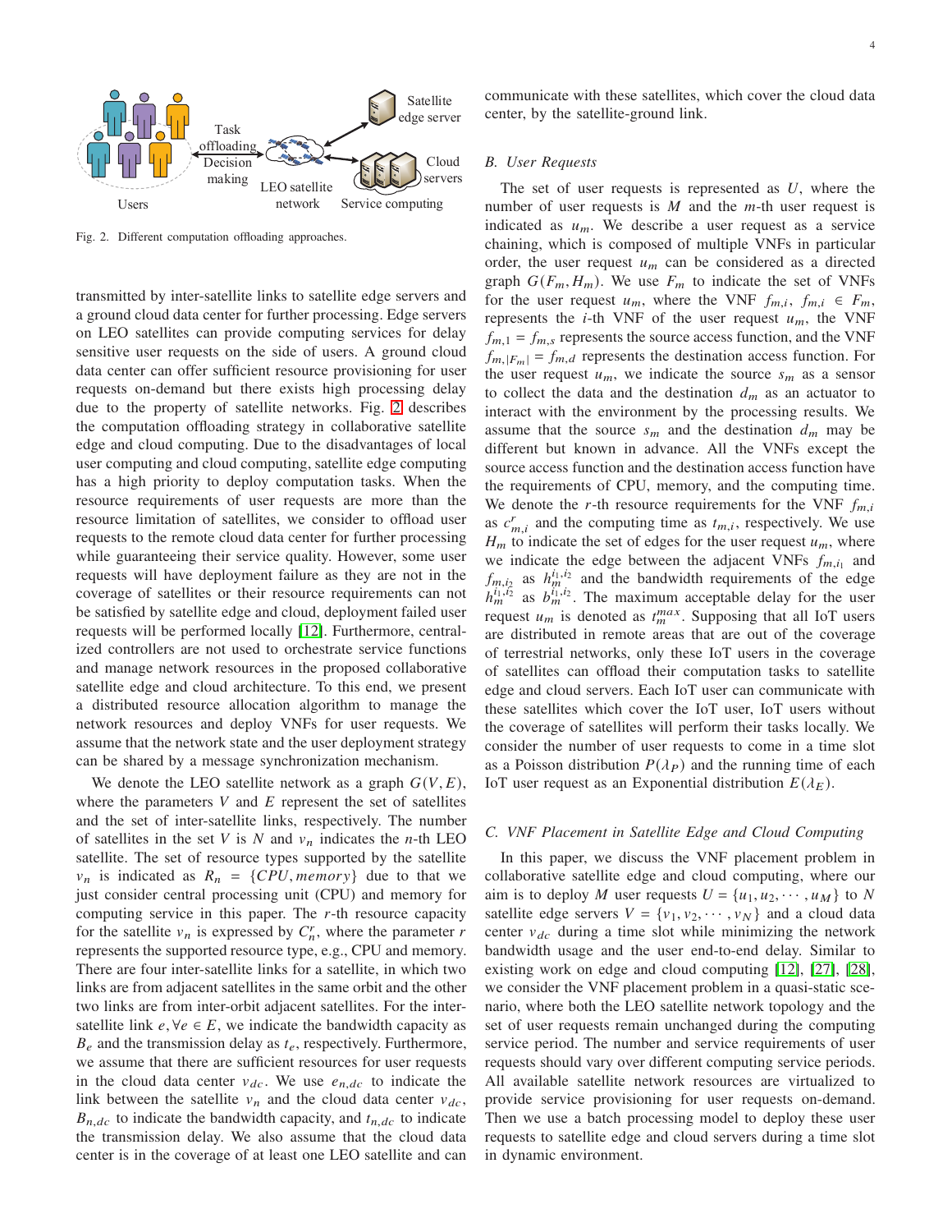Fig. 2. Different computation offloading approaches.

transmitted by inter-satellite links to satellite edge servers and a ground cloud data center for further processing. Edge servers on LEO satellites can provide computing services for delay sensitive user requests on the side of users. A ground cloud data center can offer sufficient resource provisioning for user requests on-demand but there exists high processing delay due to the property of satellite networks. Fig. 2 describes the computation offloading strategy in collaborative satellite edge and cloud computing. Due to the disadvantages of local user computing and cloud computing, satellite edge computing has a high priority to deploy computation tasks. When the resource requirements of user requests are more than the resource limitation of satellites, we consider to offload user requests to the remote cloud data center for further processing while guaranteeing their service quality. However, some user requests will have deployment failure as they are not in the coverage of satellites or their resource requirements can not be satisfied by satellite edge and cloud, deployment failed user requests will be performed locally [12]. Furthermore, centralized controllers are not used to orchestrate service functions and manage network resources in the proposed collaborative satellite edge and cloud architecture. To this end, we present a distributed resource allocation algorithm to manage the network resources and deploy VNFs for user requests. We assume that the network state and the user deployment strategy can be shared by a message synchronization mechanism.

We denote the LEO satellite network as a graph $G(V, E)$, where the parameters $V$ and $E$ represent the set of satellites and the set of inter-satellite links, respectively. The number of satellites in the set $V$ is $N$ and $v_n$ indicates the $n$-th LEO satellite. The set of resource types supported by the satellite $v_n$ is indicated as $R_n = \{CPU, memory\}$ due to that we just consider central processing unit (CPU) and memory for computing service in this paper. The $r$-th resource capacity for the satellite $v_n$ is expressed by $C_n^r$, where the parameter $r$ represents the supported resource type, e.g., CPU and memory. There are four inter-satellite links for a satellite, in which two links are from adjacent satellites in the same orbit and the other two links are from inter-orbit adjacent satellites. For the inter-satellite link $e, \forall e \in E$, we indicate the bandwidth capacity as $B_e$ and the transmission delay as $t_e$, respectively. Furthermore, we assume that there are sufficient resources for user requests in the cloud data center $v_{dc}$. We use $e_{n,dc}$ to indicate the link between the satellite $v_n$ and the cloud data center $v_{dc}$, $B_{n,dc}$ to indicate the bandwidth capacity, and $t_{n,dc}$ to indicate the transmission delay. We also assume that the cloud data center is in the coverage of at least one LEO satellite and can communicate with these satellites, which cover the cloud data center, by the satellite-ground link.

### B. User Requests

The set of user requests is represented as $U$, where the number of user requests is $M$ and the $m$-th user request is indicated as $u_m$. We describe a user request as a service chaining, which is composed of multiple VNFs in particular order, the user request $u_m$ can be considered as a directed graph $G(F_m, H_m)$. We use $F_m$ to indicate the set of VNFs for the user request $u_m$, where the VNF $f_{m,i}$, $f_{m,i} \in F_m$, represents the $i$-th VNF of the user request $u_m$, the VNF $f_{m,1} = f_{m,s}$ represents the source access function, and the VNF $f_{m,|F_m|} = f_{m,d}$ represents the destination access function. For the user request $u_m$, we indicate the source $s_m$ as a sensor to collect the data and the destination $d_m$ as an actuator to interact with the environment by the processing results. We assume that the source $s_m$ and the destination $d_m$ may be different but known in advance. All the VNFs except the source access function and the destination access function have the requirements of CPU, memory, and the computing time. We denote the $r$-th resource requirements for the VNF $f_{m,i}$ as $c_{m,i}^r$ and the computing time as $t_{m,i}$, respectively. We use $H_m$ to indicate the set of edges for the user request $u_m$, where we indicate the edge between the adjacent VNFs $f_{m,i_1}$ and $f_{m,i_2}$ as $h_m^{i_1,i_2}$ and the bandwidth requirements of the edge $h_m^{i_1,i_2}$ as $b_m^{i_1,i_2}$. The maximum acceptable delay for the user request $u_m$ is denoted as $t_m^{max}$. Supposing that all IoT users are distributed in remote areas that are out of the coverage of terrestrial networks, only these IoT users in the coverage of satellites can offload their computation tasks to satellite edge and cloud servers. Each IoT user can communicate with these satellites which cover the IoT user, IoT users without the coverage of satellites will perform their tasks locally. We consider the number of user requests to come in a time slot as a Poisson distribution $P(\lambda_P)$ and the running time of each IoT user request as an Exponential distribution $E(\lambda_E)$.

### C. VNF Placement in Satellite Edge and Cloud Computing

In this paper, we discuss the VNF placement problem in collaborative satellite edge and cloud computing, where our aim is to deploy $M$ user requests $U = \{u_1, u_2, \cdots, u_M\}$ to $N$ satellite edge servers $V = \{v_1, v_2, \cdots, v_N\}$ and a cloud data center $v_{dc}$ during a time slot while minimizing the network bandwidth usage and the user end-to-end delay. Similar to existing work on edge and cloud computing [12], [27], [28], we consider the VNF placement problem in a quasi-static scenario, where both the LEO satellite network topology and the set of user requests remain unchanged during the computing service period. The number and service requirements of user requests should vary over different computing service periods. All available satellite network resources are virtualized to provide service provisioning for user requests on-demand. Then we use a batch processing model to deploy these user requests to satellite edge and cloud servers during a time slot in dynamic environment.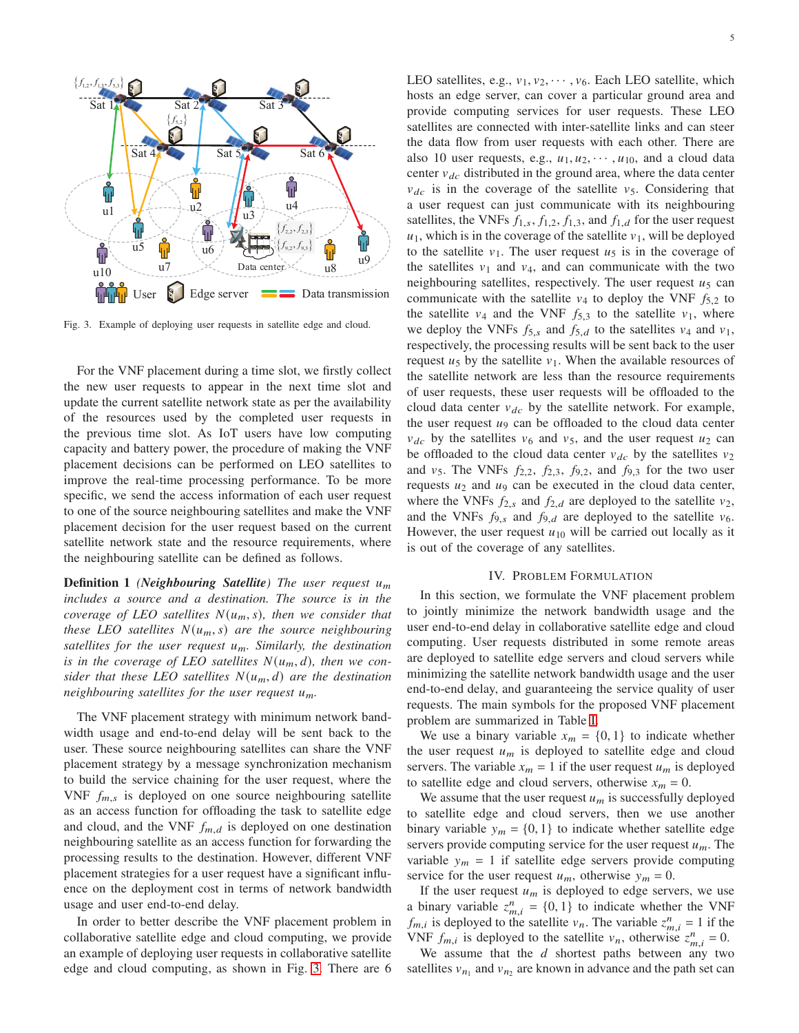Fig. 3. Example of deploying user requests in satellite edge and cloud.

For the VNF placement during a time slot, we firstly collect the new user requests to appear in the next time slot and update the current satellite network state as per the availability of the resources used by the completed user requests in the previous time slot. As IoT users have low computing capacity and battery power, the procedure of making the VNF placement decisions can be performed on LEO satellites to improve the real-time processing performance. To be more specific, we send the access information of each user request to one of the source neighbouring satellites and make the VNF placement decision for the user request based on the current satellite network state and the resource requirements, where the neighbouring satellite can be defined as follows.

**Definition 1** *(**Neighbouring Satellite**) The user request $u_m$ includes a source and a destination. The source is in the coverage of LEO satellites $N(u_m, s)$, then we consider that these LEO satellites $N(u_m, s)$ are the source neighbouring satellites for the user request $u_m$. Similarly, the destination is in the coverage of LEO satellites $N(u_m, d)$, then we consider that these LEO satellites $N(u_m, d)$ are the destination neighbouring satellites for the user request $u_m$.*

The VNF placement strategy with minimum network bandwidth usage and end-to-end delay will be sent back to the user. These source neighbouring satellites can share the VNF placement strategy by a message synchronization mechanism to build the service chaining for the user request, where the VNF $f_{m,s}$ is deployed on one source neighbouring satellite as an access function for offloading the task to satellite edge and cloud, and the VNF $f_{m,d}$ is deployed on one destination neighbouring satellite as an access function for forwarding the processing results to the destination. However, different VNF placement strategies for a user request have a significant influence on the deployment cost in terms of network bandwidth usage and user end-to-end delay.

In order to better describe the VNF placement problem in collaborative satellite edge and cloud computing, we provide an example of deploying user requests in collaborative satellite edge and cloud computing, as shown in Fig. 3. There are 6 LEO satellites, e.g., $v_1, v_2, \cdots, v_6$. Each LEO satellite, which hosts an edge server, can cover a particular ground area and provide computing services for user requests. These LEO satellites are connected with inter-satellite links and can steer the data flow from user requests with each other. There are also 10 user requests, e.g., $u_1, u_2, \cdots, u_{10}$, and a cloud data center $v_{dc}$ distributed in the ground area, where the data center $v_{dc}$ is in the coverage of the satellite $v_5$. Considering that a user request can just communicate with its neighbouring satellites, the VNFs $f_{1,s}, f_{1,2}, f_{1,3}$, and $f_{1,d}$ for the user request $u_1$, which is in the coverage of the satellite $v_1$, will be deployed to the satellite $v_1$. The user request $u_5$ is in the coverage of the satellites $v_1$ and $v_4$, and can communicate with the two neighbouring satellites, respectively. The user request $u_5$ can communicate with the satellite $v_4$ to deploy the VNF $f_{5,2}$ to the satellite $v_4$ and the VNF $f_{5,3}$ to the satellite $v_1$, where we deploy the VNFs $f_{5,s}$ and $f_{5,d}$ to the satellites $v_4$ and $v_1$, respectively, the processing results will be sent back to the user request $u_5$ by the satellite $v_1$. When the available resources of the satellite network are less than the resource requirements of user requests, these user requests will be offloaded to the cloud data center $v_{dc}$ by the satellite network. For example, the user request $u_9$ can be offloaded to the cloud data center $v_{dc}$ by the satellites $v_6$ and $v_5$, and the user request $u_2$ can be offloaded to the cloud data center $v_{dc}$ by the satellites $v_2$ and $v_5$. The VNFs $f_{2,2}$, $f_{2,3}$, $f_{9,2}$, and $f_{9,3}$ for the two user requests $u_2$ and $u_9$ can be executed in the cloud data center, where the VNFs $f_{2,s}$ and $f_{2,d}$ are deployed to the satellite $v_2$, and the VNFs $f_{9,s}$ and $f_{9,d}$ are deployed to the satellite $v_6$. However, the user request $u_{10}$ will be carried out locally as it is out of the coverage of any satellites.

## IV. Problem Formulation

In this section, we formulate the VNF placement problem to jointly minimize the network bandwidth usage and the user end-to-end delay in collaborative satellite edge and cloud computing. User requests distributed in some remote areas are deployed to satellite edge servers and cloud servers while minimizing the satellite network bandwidth usage and the user end-to-end delay, and guaranteeing the service quality of user requests. The main symbols for the proposed VNF placement problem are summarized in Table I.

We use a binary variable $x_m = \{0, 1\}$ to indicate whether the user request $u_m$ is deployed to satellite edge and cloud servers. The variable $x_m = 1$ if the user request $u_m$ is deployed to satellite edge and cloud servers, otherwise $x_m = 0$.

We assume that the user request $u_m$ is successfully deployed to satellite edge and cloud servers, then we use another binary variable $y_m = \{0, 1\}$ to indicate whether satellite edge servers provide computing service for the user request $u_m$. The variable $y_m = 1$ if satellite edge servers provide computing service for the user request $u_m$, otherwise $y_m = 0$.

If the user request $u_m$ is deployed to edge servers, we use a binary variable $z^n_{m,i} = \{0, 1\}$ to indicate whether the VNF $f_{m,i}$ is deployed to the satellite $v_n$. The variable $z^n_{m,i} = 1$ if the VNF $f_{m,i}$ is deployed to the satellite $v_n$, otherwise $z^n_{m,i} = 0$.

We assume that the $d$ shortest paths between any two satellites $v_{n_1}$ and $v_{n_2}$ are known in advance and the path set can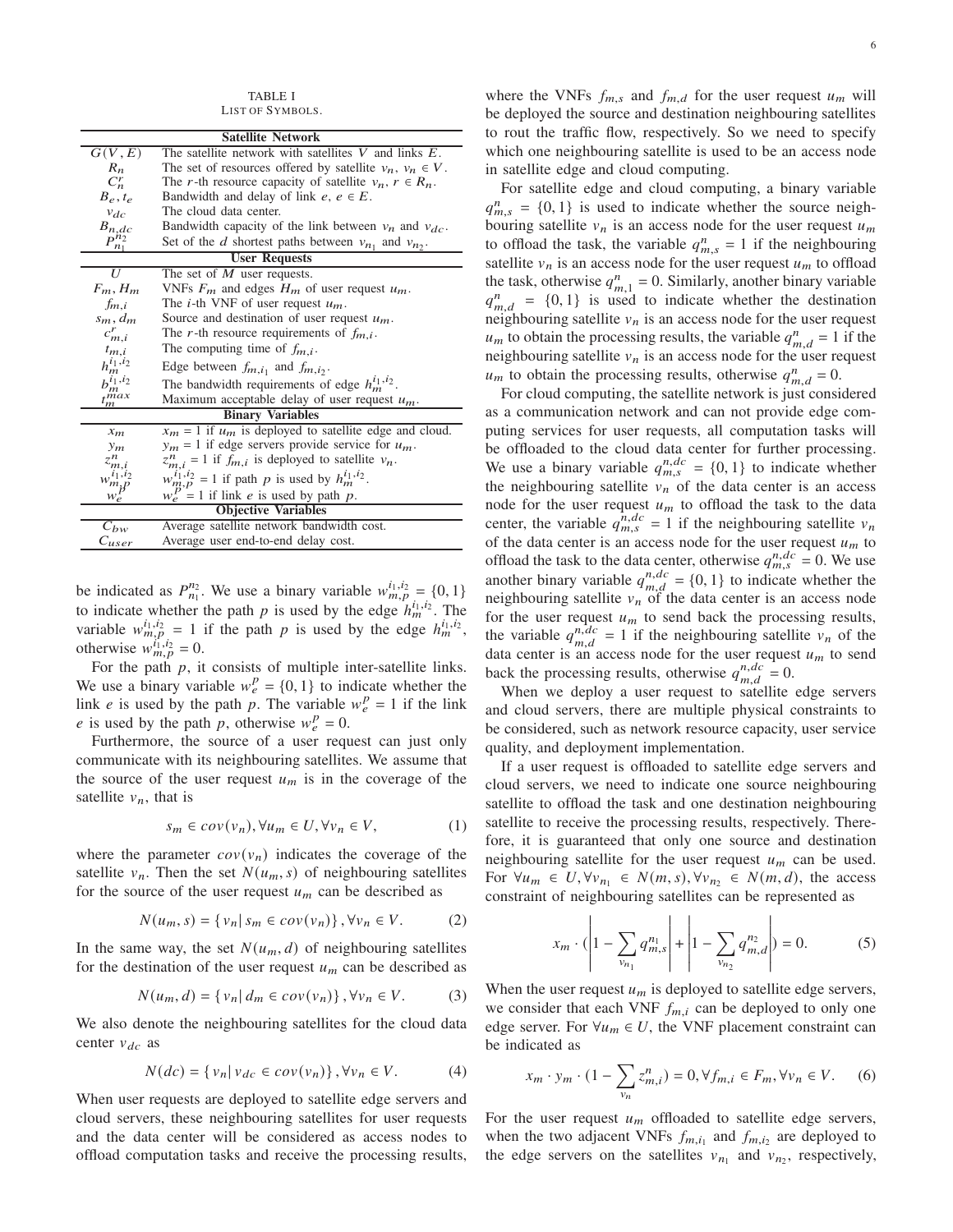TABLE I
LIST OF SYMBOLS.

| Satellite Network | |
|---|---|
| $G(V, E)$ | The satellite network with satellites $V$ and links $E$. |
| $R_n$ | The set of resources offered by satellite $v_n$, $v_n \in V$. |
| $C_n^r$ | The $r$-th resource capacity of satellite $v_n$, $r \in R_n$. |
| $B_e, t_e$ | Bandwidth and delay of link $e$, $e \in E$. |
| $v_{dc}$ | The cloud data center. |
| $B_{n,dc}$ | Bandwidth capacity of the link between $v_n$ and $v_{dc}$. |
| $P_{n_1}^{n_2}$ | Set of the $d$ shortest paths between $v_{n_1}$ and $v_{n_2}$. |
| **User Requests** | |
| $U$ | The set of $M$ user requests. |
| $F_m, H_m$ | VNFs $F_m$ and edges $H_m$ of user request $u_m$. |
| $f_{m,i}$ | The $i$-th VNF of user request $u_m$. |
| $s_m, d_m$ | Source and destination of user request $u_m$. |
| $c_{m,i}^r$ | The $r$-th resource requirements of $f_{m,i}$. |
| $t_{m,i}$ | The computing time of $f_{m,i}$. |
| $h_m^{i_1,i_2}$ | Edge between $f_{m,i_1}$ and $f_{m,i_2}$. |
| $b_m^{i_1,i_2}$ | The bandwidth requirements of edge $h_m^{i_1,i_2}$. |
| $t_m^{max}$ | Maximum acceptable delay of user request $u_m$. |
| **Binary Variables** | |
| $x_m$ | $x_m = 1$ if $u_m$ is deployed to satellite edge and cloud. |
| $y_m$ | $y_m = 1$ if edge servers provide service for $u_m$. |
| $z_{m,i}^n$ | $z_{m,i}^n = 1$ if $f_{m,i}$ is deployed to satellite $v_n$. |
| $w_{m,p}^{i_1,i_2}$ | $w_{m,p}^{i_1,i_2} = 1$ if path $p$ is used by $h_m^{i_1,i_2}$. |
| $w_e^p$ | $w_e^p = 1$ if link $e$ is used by path $p$. |
| **Objective Variables** | |
| $C_{bw}$ | Average satellite network bandwidth cost. |
| $C_{user}$ | Average user end-to-end delay cost. |

be indicated as $P_{n_1}^{n_2}$. We use a binary variable $w_{m,p}^{i_1,i_2} = \{0, 1\}$ to indicate whether the path $p$ is used by the edge $h_m^{i_1,i_2}$. The variable $w_{m,p}^{i_1,i_2} = 1$ if the path $p$ is used by the edge $h_m^{i_1,i_2}$, otherwise $w_{m,p}^{i_1,i_2} = 0$.

For the path $p$, it consists of multiple inter-satellite links. We use a binary variable $w_e^p = \{0, 1\}$ to indicate whether the link $e$ is used by the path $p$. The variable $w_e^p = 1$ if the link $e$ is used by the path $p$, otherwise $w_e^p = 0$.

Furthermore, the source of a user request can just only communicate with its neighbouring satellites. We assume that the source of the user request $u_m$ is in the coverage of the satellite $v_n$, that is

$$s_m \in cov(v_n), \forall u_m \in U, \forall v_n \in V, \tag{1}$$

where the parameter $cov(v_n)$ indicates the coverage of the satellite $v_n$. Then the set $N(u_m, s)$ of neighbouring satellites for the source of the user request $u_m$ can be described as

$$N(u_m, s) = \{ v_n | \, s_m \in cov(v_n) \}, \forall v_n \in V. \tag{2}$$

In the same way, the set $N(u_m, d)$ of neighbouring satellites for the destination of the user request $u_m$ can be described as

$$N(u_m, d) = \{ v_n | \, d_m \in cov(v_n) \}, \forall v_n \in V. \tag{3}$$

We also denote the neighbouring satellites for the cloud data center $v_{dc}$ as

$$N(dc) = \{ v_n | \, v_{dc} \in cov(v_n) \}, \forall v_n \in V. \tag{4}$$

When user requests are deployed to satellite edge servers and cloud servers, these neighbouring satellites for user requests and the data center will be considered as access nodes to offload computation tasks and receive the processing results, where the VNFs $f_{m,s}$ and $f_{m,d}$ for the user request $u_m$ will be deployed the source and destination neighbouring satellites to rout the traffic flow, respectively. So we need to specify which one neighbouring satellite is used to be an access node in satellite edge and cloud computing.

For satellite edge and cloud computing, a binary variable $q_{m,s}^n = \{0, 1\}$ is used to indicate whether the source neighbouring satellite $v_n$ is an access node for the user request $u_m$ to offload the task, the variable $q_{m,s}^n = 1$ if the neighbouring satellite $v_n$ is an access node for the user request $u_m$ to offload the task, otherwise $q_{m,1}^n = 0$. Similarly, another binary variable $q_{m,d}^n = \{0, 1\}$ is used to indicate whether the destination neighbouring satellite $v_n$ is an access node for the user request $u_m$ to obtain the processing results, the variable $q_{m,d}^n = 1$ if the neighbouring satellite $v_n$ is an access node for the user request $u_m$ to obtain the processing results, otherwise $q_{m,d}^n = 0$.

For cloud computing, the satellite network is just considered as a communication network and can not provide edge computing services for user requests, all computation tasks will be offloaded to the cloud data center for further processing. We use a binary variable $q_{m,s}^{n,dc} = \{0, 1\}$ to indicate whether the neighbouring satellite $v_n$ of the data center is an access node for the user request $u_m$ to offload the task to the data center, the variable $q_{m,s}^{n,dc} = 1$ if the neighbouring satellite $v_n$ of the data center is an access node for the user request $u_m$ to offload the task to the data center, otherwise $q_{m,s}^{n,dc} = 0$. We use another binary variable $q_{m,d}^{n,dc} = \{0, 1\}$ to indicate whether the neighbouring satellite $v_n$ of the data center is an access node for the user request $u_m$ to send back the processing results, the variable $q_{m,d}^{n,dc} = 1$ if the neighbouring satellite $v_n$ of the data center is an access node for the user request $u_m$ to send back the processing results, otherwise $q_{m,d}^{n,dc} = 0$.

When we deploy a user request to satellite edge servers and cloud servers, there are multiple physical constraints to be considered, such as network resource capacity, user service quality, and deployment implementation.

If a user request is offloaded to satellite edge servers and cloud servers, we need to indicate one source neighbouring satellite to offload the task and one destination neighbouring satellite to receive the processing results, respectively. Therefore, it is guaranteed that only one source and destination neighbouring satellite for the user request $u_m$ can be used. For $\forall u_m \in U, \forall v_{n_1} \in N(m, s), \forall v_{n_2} \in N(m, d)$, the access constraint of neighbouring satellites can be represented as

$$x_m \cdot \left( \left| 1 - \sum_{v_{n_1}} q_{m,s}^{n_1} \right| + \left| 1 - \sum_{v_{n_2}} q_{m,d}^{n_2} \right| \right) = 0. \tag{5}$$

When the user request $u_m$ is deployed to satellite edge servers, we consider that each VNF $f_{m,i}$ can be deployed to only one edge server. For $\forall u_m \in U$, the VNF placement constraint can be indicated as

$$x_m \cdot y_m \cdot (1 - \sum_{v_n} z_{m,i}^n) = 0, \forall f_{m,i} \in F_m, \forall v_n \in V. \tag{6}$$

For the user request $u_m$ offloaded to satellite edge servers, when the two adjacent VNFs $f_{m,i_1}$ and $f_{m,i_2}$ are deployed to the edge servers on the satellites $v_{n_1}$ and $v_{n_2}$, respectively,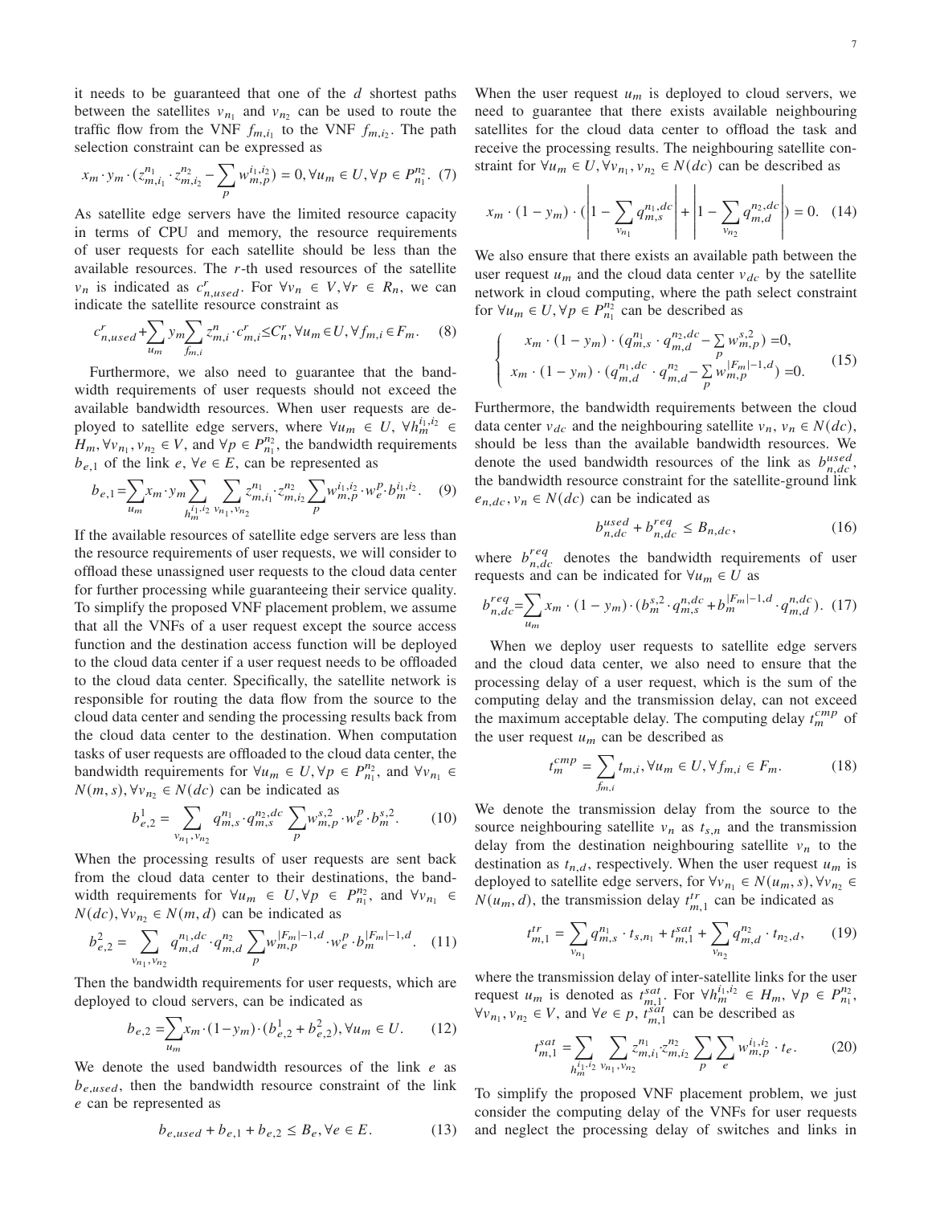it needs to be guaranteed that one of the $d$ shortest paths between the satellites $v_{n_1}$ and $v_{n_2}$ can be used to route the traffic flow from the VNF $f_{m,i_1}$ to the VNF $f_{m,i_2}$. The path selection constraint can be expressed as

$$x_m \cdot y_m \cdot (z_{m,i_1}^{n_1} \cdot z_{m,i_2}^{n_2} - \sum_p w_{m,p}^{i_1,i_2}) = 0, \forall u_m \in U, \forall p \in P_{n_1}^{n_2}. \quad (7)$$

As satellite edge servers have the limited resource capacity in terms of CPU and memory, the resource requirements of user requests for each satellite should be less than the available resources. The $r$-th used resources of the satellite $v_n$ is indicated as $c_{n,used}^r$. For $\forall v_n \in V, \forall r \in R_n$, we can indicate the satellite resource constraint as

$$c_{n,used}^r + \sum_{u_m} y_m \sum_{f_{m,i}} z_{m,i}^n \cdot c_{m,i}^r \leq C_n^r, \forall u_m \in U, \forall f_{m,i} \in F_m. \quad (8)$$

Furthermore, we also need to guarantee that the bandwidth requirements of user requests should not exceed the available bandwidth resources. When user requests are deployed to satellite edge servers, where $\forall u_m \in U$, $\forall h_m^{i_1,i_2} \in H_m, \forall v_{n_1}, v_{n_2} \in V$, and $\forall p \in P_{n_1}^{n_2}$, the bandwidth requirements $b_{e,1}$ of the link $e$, $\forall e \in E$, can be represented as

$$b_{e,1} = \sum_{u_m} x_m \cdot y_m \sum_{h_m^{i_1,i_2}} \sum_{v_{n_1},v_{n_2}} z_{m,i_1}^{n_1} \cdot z_{m,i_2}^{n_2} \sum_p w_{m,p}^{i_1,i_2} \cdot w_e^p \cdot b_m^{i_1,i_2}. \quad (9)$$

If the available resources of satellite edge servers are less than the resource requirements of user requests, we will consider to offload these unassigned user requests to the cloud data center for further processing while guaranteeing their service quality. To simplify the proposed VNF placement problem, we assume that all the VNFs of a user request except the source access function and the destination access function will be deployed to the cloud data center if a user request needs to be offloaded to the cloud data center. Specifically, the satellite network is responsible for routing the data flow from the source to the cloud data center and sending the processing results back from the cloud data center to the destination. When computation tasks of user requests are offloaded to the cloud data center, the bandwidth requirements for $\forall u_m \in U, \forall p \in P_{n_1}^{n_2}$, and $\forall v_{n_1} \in N(m,s), \forall v_{n_2} \in N(dc)$ can be indicated as

$$b_{e,2}^1 = \sum_{v_{n_1},v_{n_2}} q_{m,s}^{n_1} \cdot q_{m,s}^{n_2,dc} \sum_p w_{m,p}^{s,2} \cdot w_e^p \cdot b_m^{s,2}. \quad (10)$$

When the processing results of user requests are sent back from the cloud data center to their destinations, the bandwidth requirements for $\forall u_m \in U, \forall p \in P_{n_1}^{n_2}$, and $\forall v_{n_1} \in N(dc), \forall v_{n_2} \in N(m,d)$ can be indicated as

$$b_{e,2}^2 = \sum_{v_{n_1},v_{n_2}} q_{m,d}^{n_1,dc} \cdot q_{m,d}^{n_2} \sum_p w_{m,p}^{|F_m|-1,d} \cdot w_e^p \cdot b_m^{|F_m|-1,d}. \quad (11)$$

Then the bandwidth requirements for user requests, which are deployed to cloud servers, can be indicated as

$$b_{e,2} = \sum_{u_m} x_m \cdot (1 - y_m) \cdot (b_{e,2}^1 + b_{e,2}^2), \forall u_m \in U. \quad (12)$$

We denote the used bandwidth resources of the link $e$ as $b_{e,used}$, then the bandwidth resource constraint of the link $e$ can be represented as

$$b_{e,used} + b_{e,1} + b_{e,2} \leq B_e, \forall e \in E. \quad (13)$$

When the user request $u_m$ is deployed to cloud servers, we need to guarantee that there exists available neighbouring satellites for the cloud data center to offload the task and receive the processing results. The neighbouring satellite constraint for $\forall u_m \in U, \forall v_{n_1}, v_{n_2} \in N(dc)$ can be described as

$$x_m \cdot (1 - y_m) \cdot \left( \left| 1 - \sum_{v_{n_1}} q_{m,s}^{n_1,dc} \right| + \left| 1 - \sum_{v_{n_2}} q_{m,d}^{n_2,dc} \right| \right) = 0. \quad (14)$$

We also ensure that there exists an available path between the user request $u_m$ and the cloud data center $v_{dc}$ by the satellite network in cloud computing, where the path select constraint for $\forall u_m \in U, \forall p \in P_{n_1}^{n_2}$ can be described as

$$\begin{cases} x_m \cdot (1 - y_m) \cdot (q_{m,s}^{n_1} \cdot q_{m,d}^{n_2,dc} - \sum_p w_{m,p}^{s,2}) = 0, \\ x_m \cdot (1 - y_m) \cdot (q_{m,d}^{n_1,dc} \cdot q_{m,d}^{n_2} - \sum_p w_{m,p}^{|F_m|-1,d}) = 0. \end{cases} \quad (15)$$

Furthermore, the bandwidth requirements between the cloud data center $v_{dc}$ and the neighbouring satellite $v_n$, $v_n \in N(dc)$, should be less than the available bandwidth resources. We denote the used bandwidth resources of the link as $b_{n,dc}^{used}$, the bandwidth resource constraint for the satellite-ground link $e_{n,dc}, v_n \in N(dc)$ can be indicated as

$$b_{n,dc}^{used} + b_{n,dc}^{req} \leq B_{n,dc}, \quad (16)$$

where $b_{n,dc}^{req}$ denotes the bandwidth requirements of user requests and can be indicated for $\forall u_m \in U$ as

$$b_{n,dc}^{req} = \sum_{u_m} x_m \cdot (1 - y_m) \cdot (b_m^{s,2} \cdot q_{m,s}^{n,dc} + b_m^{|F_m|-1,d} \cdot q_{m,d}^{n,dc}). \quad (17)$$

When we deploy user requests to satellite edge servers and the cloud data center, we also need to ensure that the processing delay of a user request, which is the sum of the computing delay and the transmission delay, can not exceed the maximum acceptable delay. The computing delay $t_m^{cmp}$ of the user request $u_m$ can be described as

$$t_m^{cmp} = \sum_{f_{m,i}} t_{m,i}, \forall u_m \in U, \forall f_{m,i} \in F_m. \quad (18)$$

We denote the transmission delay from the source to the source neighbouring satellite $v_n$ as $t_{s,n}$ and the transmission delay from the destination neighbouring satellite $v_n$ to the destination as $t_{n,d}$, respectively. When the user request $u_m$ is deployed to satellite edge servers, for $\forall v_{n_1} \in N(u_m, s), \forall v_{n_2} \in N(u_m, d)$, the transmission delay $t_{m,1}^{tr}$ can be indicated as

$$t_{m,1}^{tr} = \sum_{v_{n_1}} q_{m,s}^{n_1} \cdot t_{s,n_1} + t_{m,1}^{sat} + \sum_{v_{n_2}} q_{m,d}^{n_2} \cdot t_{n_2,d}, \quad (19)$$

where the transmission delay of inter-satellite links for the user request $u_m$ is denoted as $t_{m,1}^{sat}$. For $\forall h_m^{i_1,i_2} \in H_m$, $\forall p \in P_{n_1}^{n_2}$, $\forall v_{n_1}, v_{n_2} \in V$, and $\forall e \in p$, $t_{m,1}^{sat}$ can be described as

$$t_{m,1}^{sat} = \sum_{h_m^{i_1,i_2}} \sum_{v_{n_1},v_{n_2}} z_{m,i_1}^{n_1} \cdot z_{m,i_2}^{n_2} \sum_p \sum_e w_{m,p}^{i_1,i_2} \cdot t_e. \quad (20)$$

To simplify the proposed VNF placement problem, we just consider the computing delay of the VNFs for user requests and neglect the processing delay of switches and links in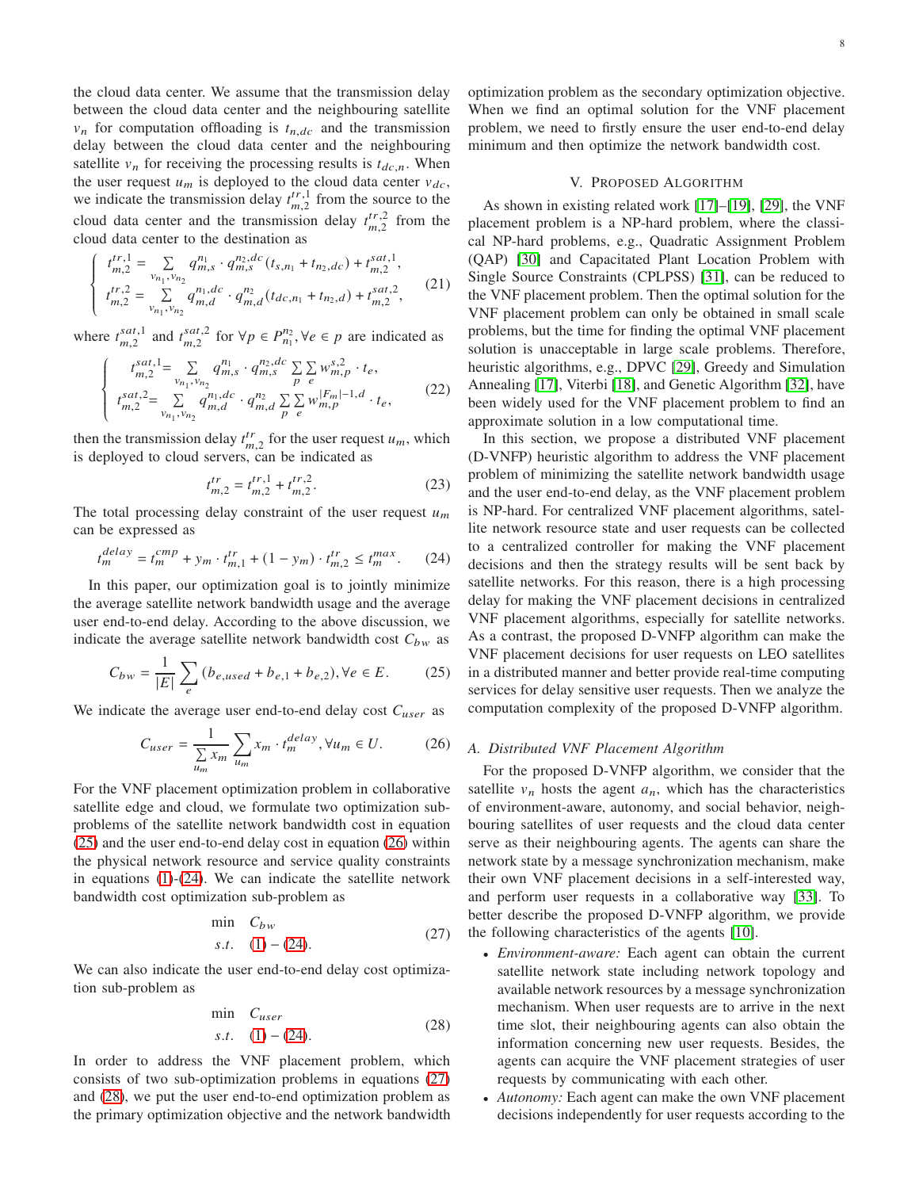the cloud data center. We assume that the transmission delay between the cloud data center and the neighbouring satellite $v_n$ for computation offloading is $t_{n,dc}$ and the transmission delay between the cloud data center and the neighbouring satellite $v_n$ for receiving the processing results is $t_{dc,n}$. When the user request $u_m$ is deployed to the cloud data center $v_{dc}$, we indicate the transmission delay $t^{tr,1}_{m,2}$ from the source to the cloud data center and the transmission delay $t^{tr,2}_{m,2}$ from the cloud data center to the destination as

$$
\begin{cases}
t^{tr,1}_{m,2} = \sum\limits_{v_{n_1}, v_{n_2}} q^{n_1}_{m,s} \cdot q^{n_2,dc}_{m,s}(t_{s,n_1} + t_{n_2,dc}) + t^{sat,1}_{m,2}, \\
t^{tr,2}_{m,2} = \sum\limits_{v_{n_1}, v_{n_2}} q^{n_1,dc}_{m,d} \cdot q^{n_2}_{m,d}(t_{dc,n_1} + t_{n_2,d}) + t^{sat,2}_{m,2},
\end{cases} \tag{21}
$$

where $t^{sat,1}_{m,2}$ and $t^{sat,2}_{m,2}$ for $\forall p \in P^{n_2}_{n_1}, \forall e \in p$ are indicated as

$$
\begin{cases}
t^{sat,1}_{m,2} = \sum\limits_{v_{n_1}, v_{n_2}} q^{n_1}_{m,s} \cdot q^{n_2,dc}_{m,s} \sum\limits_{p} \sum\limits_{e} w^{s,2}_{m,p} \cdot t_e, \\
t^{sat,2}_{m,2} = \sum\limits_{v_{n_1}, v_{n_2}} q^{n_1,dc}_{m,d} \cdot q^{n_2}_{m,d} \sum\limits_{p} \sum\limits_{e} w^{|F_m|-1,d}_{m,p} \cdot t_e,
\end{cases} \tag{22}
$$

then the transmission delay $t^{tr}_{m,2}$ for the user request $u_m$, which is deployed to cloud servers, can be indicated as

$$
t^{tr}_{m,2} = t^{tr,1}_{m,2} + t^{tr,2}_{m,2}. \tag{23}
$$

The total processing delay constraint of the user request $u_m$ can be expressed as

$$
t^{delay}_{m} = t^{cmp}_{m} + y_m \cdot t^{tr}_{m,1} + (1 - y_m) \cdot t^{tr}_{m,2} \leq t^{max}_{m}. \tag{24}
$$

In this paper, our optimization goal is to jointly minimize the average satellite network bandwidth usage and the average user end-to-end delay. According to the above discussion, we indicate the average satellite network bandwidth cost $C_{bw}$ as

$$
C_{bw} = \frac{1}{|E|} \sum_{e} (b_{e,used} + b_{e,1} + b_{e,2}), \forall e \in E. \tag{25}
$$

We indicate the average user end-to-end delay cost $C_{user}$ as

$$
C_{user} = \frac{1}{\sum\limits_{u_m} x_m} \sum_{u_m} x_m \cdot t^{delay}_{m}, \forall u_m \in U. \tag{26}
$$

For the VNF placement optimization problem in collaborative satellite edge and cloud, we formulate two optimization sub-problems of the satellite network bandwidth cost in equation (25) and the user end-to-end delay cost in equation (26) within the physical network resource and service quality constraints in equations (1)-(24). We can indicate the satellite network bandwidth cost optimization sub-problem as

$$
\begin{aligned}
\min \quad & C_{bw} \\
s.t. \quad & (1) - (24).
\end{aligned} \tag{27}
$$

We can also indicate the user end-to-end delay cost optimization sub-problem as

$$
\begin{aligned}
\min \quad & C_{user} \\
s.t. \quad & (1) - (24).
\end{aligned} \tag{28}
$$

In order to address the VNF placement problem, which consists of two sub-optimization problems in equations (27) and (28), we put the user end-to-end optimization problem as the primary optimization objective and the network bandwidth optimization problem as the secondary optimization objective. When we find an optimal solution for the VNF placement problem, we need to firstly ensure the user end-to-end delay minimum and then optimize the network bandwidth cost.

## V. Proposed Algorithm

As shown in existing related work [17]–[19], [29], the VNF placement problem is a NP-hard problem, where the classical NP-hard problems, e.g., Quadratic Assignment Problem (QAP) [30] and Capacitated Plant Location Problem with Single Source Constraints (CPLPSS) [31], can be reduced to the VNF placement problem. Then the optimal solution for the VNF placement problem can only be obtained in small scale problems, but the time for finding the optimal VNF placement solution is unacceptable in large scale problems. Therefore, heuristic algorithms, e.g., DPVC [29], Greedy and Simulation Annealing [17], Viterbi [18], and Genetic Algorithm [32], have been widely used for the VNF placement problem to find an approximate solution in a low computational time.

In this section, we propose a distributed VNF placement (D-VNFP) heuristic algorithm to address the VNF placement problem of minimizing the satellite network bandwidth usage and the user end-to-end delay, as the VNF placement problem is NP-hard. For centralized VNF placement algorithms, satellite network resource state and user requests can be collected to a centralized controller for making the VNF placement decisions and then the strategy results will be sent back by satellite networks. For this reason, there is a high processing delay for making the VNF placement decisions in centralized VNF placement algorithms, especially for satellite networks. As a contrast, the proposed D-VNFP algorithm can make the VNF placement decisions for user requests on LEO satellites in a distributed manner and better provide real-time computing services for delay sensitive user requests. Then we analyze the computation complexity of the proposed D-VNFP algorithm.

### A. Distributed VNF Placement Algorithm

For the proposed D-VNFP algorithm, we consider that the satellite $v_n$ hosts the agent $a_n$, which has the characteristics of environment-aware, autonomy, and social behavior, neighbouring satellites of user requests and the cloud data center serve as their neighbouring agents. The agents can share the network state by a message synchronization mechanism, make their own VNF placement decisions in a self-interested way, and perform user requests in a collaborative way [33]. To better describe the proposed D-VNFP algorithm, we provide the following characteristics of the agents [10].

- *Environment-aware:* Each agent can obtain the current satellite network state including network topology and available network resources by a message synchronization mechanism. When user requests are to arrive in the next time slot, their neighbouring agents can also obtain the information concerning new user requests. Besides, the agents can acquire the VNF placement strategies of user requests by communicating with each other.
- *Autonomy:* Each agent can make the own VNF placement decisions independently for user requests according to the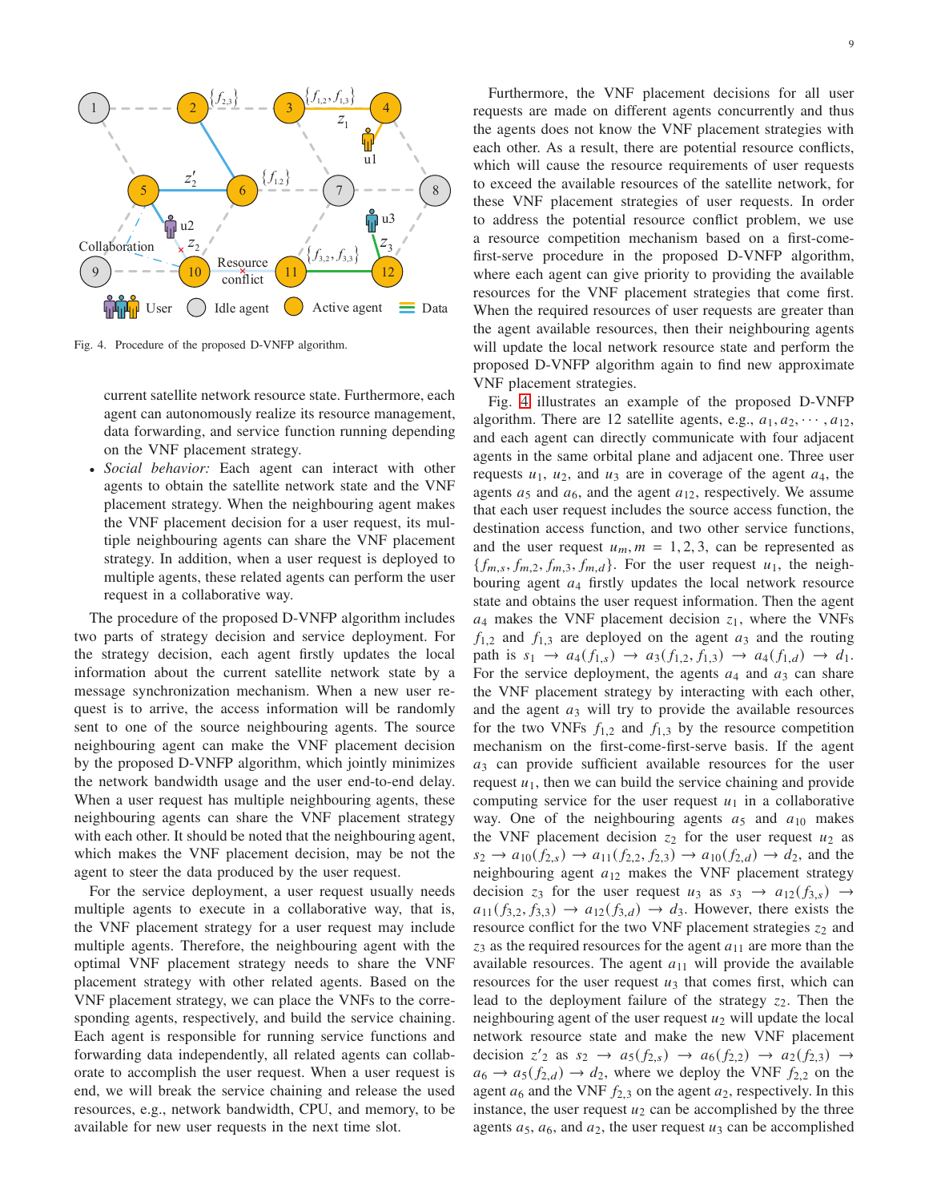Fig. 4. Procedure of the proposed D-VNFP algorithm.

current satellite network resource state. Furthermore, each agent can autonomously realize its resource management, data forwarding, and service function running depending on the VNF placement strategy.

- *Social behavior:* Each agent can interact with other agents to obtain the satellite network state and the VNF placement strategy. When the neighbouring agent makes the VNF placement decision for a user request, its multiple neighbouring agents can share the VNF placement strategy. In addition, when a user request is deployed to multiple agents, these related agents can perform the user request in a collaborative way.

The procedure of the proposed D-VNFP algorithm includes two parts of strategy decision and service deployment. For the strategy decision, each agent firstly updates the local information about the current satellite network state by a message synchronization mechanism. When a new user request is to arrive, the access information will be randomly sent to one of the source neighbouring agents. The source neighbouring agent can make the VNF placement decision by the proposed D-VNFP algorithm, which jointly minimizes the network bandwidth usage and the user end-to-end delay. When a user request has multiple neighbouring agents, these neighbouring agents can share the VNF placement strategy with each other. It should be noted that the neighbouring agent, which makes the VNF placement decision, may be not the agent to steer the data produced by the user request.

For the service deployment, a user request usually needs multiple agents to execute in a collaborative way, that is, the VNF placement strategy for a user request may include multiple agents. Therefore, the neighbouring agent with the optimal VNF placement strategy needs to share the VNF placement strategy with other related agents. Based on the VNF placement strategy, we can place the VNFs to the corresponding agents, respectively, and build the service chaining. Each agent is responsible for running service functions and forwarding data independently, all related agents can collaborate to accomplish the user request. When a user request is end, we will break the service chaining and release the used resources, e.g., network bandwidth, CPU, and memory, to be available for new user requests in the next time slot.

Furthermore, the VNF placement decisions for all user requests are made on different agents concurrently and thus the agents does not know the VNF placement strategies with each other. As a result, there are potential resource conflicts, which will cause the resource requirements of user requests to exceed the available resources of the satellite network, for these VNF placement strategies of user requests. In order to address the potential resource conflict problem, we use a resource competition mechanism based on a first-come-first-serve procedure in the proposed D-VNFP algorithm, where each agent can give priority to providing the available resources for the VNF placement strategies that come first. When the required resources of user requests are greater than the agent available resources, then their neighbouring agents will update the local network resource state and perform the proposed D-VNFP algorithm again to find new approximate VNF placement strategies.

Fig. 4 illustrates an example of the proposed D-VNFP algorithm. There are 12 satellite agents, e.g., $a_1, a_2, \cdots, a_{12}$, and each agent can directly communicate with four adjacent agents in the same orbital plane and adjacent one. Three user requests $u_1$, $u_2$, and $u_3$ are in coverage of the agent $a_4$, the agents $a_5$ and $a_6$, and the agent $a_{12}$, respectively. We assume that each user request includes the source access function, the destination access function, and two other service functions, and the user request $u_m, m = 1, 2, 3$, can be represented as $\{f_{m,s}, f_{m,2}, f_{m,3}, f_{m,d}\}$. For the user request $u_1$, the neighbouring agent $a_4$ firstly updates the local network resource state and obtains the user request information. Then the agent $a_4$ makes the VNF placement decision $z_1$, where the VNFs $f_{1,2}$ and $f_{1,3}$ are deployed on the agent $a_3$ and the routing path is $s_1 \rightarrow a_4(f_{1,s}) \rightarrow a_3(f_{1,2}, f_{1,3}) \rightarrow a_4(f_{1,d}) \rightarrow d_1$. For the service deployment, the agents $a_4$ and $a_3$ can share the VNF placement strategy by interacting with each other, and the agent $a_3$ will try to provide the available resources for the two VNFs $f_{1,2}$ and $f_{1,3}$ by the resource competition mechanism on the first-come-first-serve basis. If the agent $a_3$ can provide sufficient available resources for the user request $u_1$, then we can build the service chaining and provide computing service for the user request $u_1$ in a collaborative way. One of the neighbouring agents $a_5$ and $a_{10}$ makes the VNF placement decision $z_2$ for the user request $u_2$ as $s_2 \rightarrow a_{10}(f_{2,s}) \rightarrow a_{11}(f_{2,2}, f_{2,3}) \rightarrow a_{10}(f_{2,d}) \rightarrow d_2$, and the neighbouring agent $a_{12}$ makes the VNF placement strategy decision $z_3$ for the user request $u_3$ as $s_3 \rightarrow a_{12}(f_{3,s}) \rightarrow a_{11}(f_{3,2}, f_{3,3}) \rightarrow a_{12}(f_{3,d}) \rightarrow d_3$. However, there exists the resource conflict for the two VNF placement strategies $z_2$ and $z_3$ as the required resources for the agent $a_{11}$ are more than the available resources. The agent $a_{11}$ will provide the available resources for the user request $u_3$ that comes first, which can lead to the deployment failure of the strategy $z_2$. Then the neighbouring agent of the user request $u_2$ will update the local network resource state and make the new VNF placement decision $z'_2$ as $s_2 \rightarrow a_5(f_{2,s}) \rightarrow a_6(f_{2,2}) \rightarrow a_2(f_{2,3}) \rightarrow a_6 \rightarrow a_5(f_{2,d}) \rightarrow d_2$, where we deploy the VNF $f_{2,2}$ on the agent $a_6$ and the VNF $f_{2,3}$ on the agent $a_2$, respectively. In this instance, the user request $u_2$ can be accomplished by the three agents $a_5$, $a_6$, and $a_2$, the user request $u_3$ can be accomplished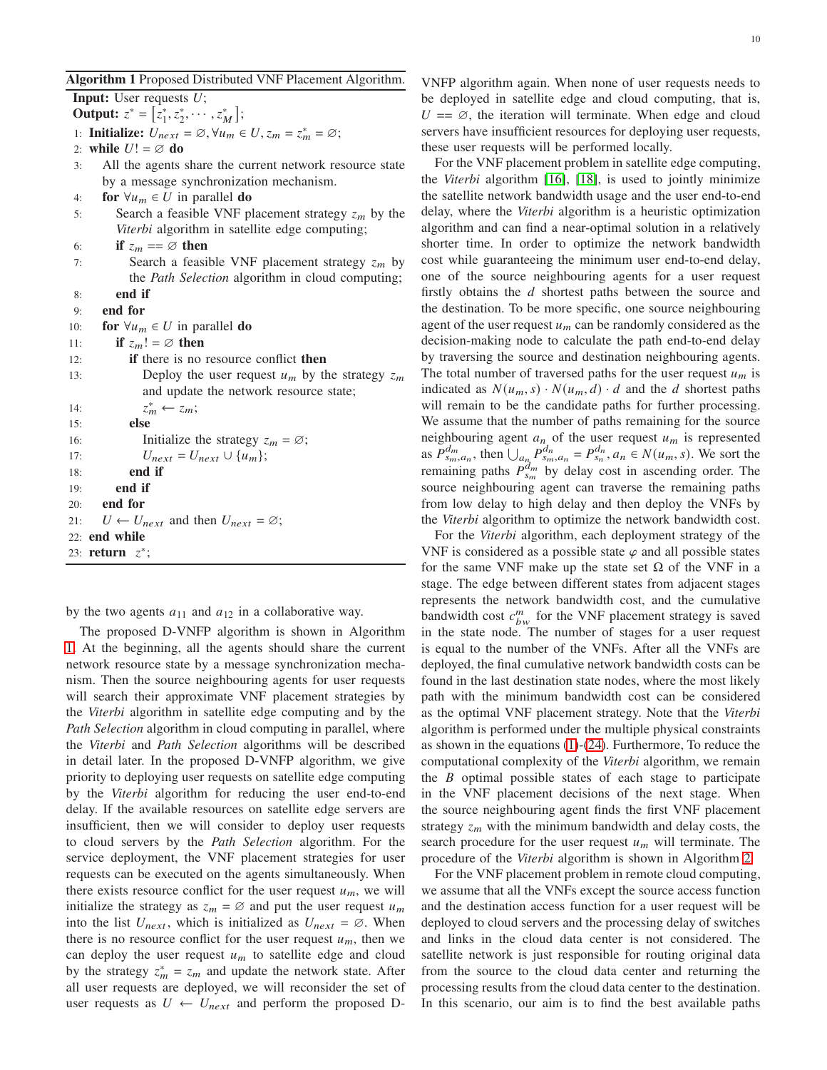**Algorithm 1** Proposed Distributed VNF Placement Algorithm.

```
Input: User requests U;
Output: z* = [z*_1, z*_2, ..., z*_M];
1:  Initialize: U_next = ∅, ∀u_m ∈ U, z_m = z*_m = ∅;
2:  while U != ∅ do
3:    All the agents share the current network resource state
      by a message synchronization mechanism.
4:    for ∀u_m ∈ U in parallel do
5:      Search a feasible VNF placement strategy z_m by the
        Viterbi algorithm in satellite edge computing;
6:      if z_m == ∅ then
7:        Search a feasible VNF placement strategy z_m by
          the Path Selection algorithm in cloud computing;
8:      end if
9:    end for
10:   for ∀u_m ∈ U in parallel do
11:     if z_m != ∅ then
12:       if there is no resource conflict then
13:         Deploy the user request u_m by the strategy z_m
            and update the network resource state;
14:         z*_m ← z_m;
15:       else
16:         Initialize the strategy z_m = ∅;
17:         U_next = U_next ∪ {u_m};
18:       end if
19:     end if
20:   end for
21:   U ← U_next and then U_next = ∅;
22: end while
23: return z*;
```

by the two agents $a_{11}$ and $a_{12}$ in a collaborative way.

The proposed D-VNFP algorithm is shown in Algorithm 1. At the beginning, all the agents should share the current network resource state by a message synchronization mechanism. Then the source neighbouring agents for user requests will search their approximate VNF placement strategies by the *Viterbi* algorithm in satellite edge computing and by the *Path Selection* algorithm in cloud computing in parallel, where the *Viterbi* and *Path Selection* algorithms will be described in detail later. In the proposed D-VNFP algorithm, we give priority to deploying user requests on satellite edge computing by the *Viterbi* algorithm for reducing the user end-to-end delay. If the available resources on satellite edge servers are insufficient, then we will consider to deploy user requests to cloud servers by the *Path Selection* algorithm. For the service deployment, the VNF placement strategies for user requests can be executed on the agents simultaneously. When there exists resource conflict for the user request $u_m$, we will initialize the strategy as $z_m = \varnothing$ and put the user request $u_m$ into the list $U_{next}$, which is initialized as $U_{next} = \varnothing$. When there is no resource conflict for the user request $u_m$, then we can deploy the user request $u_m$ to satellite edge and cloud by the strategy $z_m^* = z_m$ and update the network state. After all user requests are deployed, we will reconsider the set of user requests as $U \leftarrow U_{next}$ and perform the proposed D-VNFP algorithm again. When none of user requests needs to be deployed in satellite edge and cloud computing, that is, $U == \varnothing$, the iteration will terminate. When edge and cloud servers have insufficient resources for deploying user requests, these user requests will be performed locally.

For the VNF placement problem in satellite edge computing, the *Viterbi* algorithm [16], [18], is used to jointly minimize the satellite network bandwidth usage and the user end-to-end delay, where the *Viterbi* algorithm is a heuristic optimization algorithm and can find a near-optimal solution in a relatively shorter time. In order to optimize the network bandwidth cost while guaranteeing the minimum user end-to-end delay, one of the source neighbouring agents for a user request firstly obtains the $d$ shortest paths between the source and the destination. To be more specific, one source neighbouring agent of the user request $u_m$ can be randomly considered as the decision-making node to calculate the path end-to-end delay by traversing the source and destination neighbouring agents. The total number of traversed paths for the user request $u_m$ is indicated as $N(u_m, s) \cdot N(u_m, d) \cdot d$ and the $d$ shortest paths will remain to be the candidate paths for further processing. We assume that the number of paths remaining for the source neighbouring agent $a_n$ of the user request $u_m$ is represented as $P_{s_m,a_n}^{d_m}$, then $\bigcup_{a_n} P_{s_m,a_n}^{d_n} = P_{s_n}^{d_n}, a_n \in N(u_m, s)$. We sort the remaining paths $P_{s_m}^{d_m}$ by delay cost in ascending order. The source neighbouring agent can traverse the remaining paths from low delay to high delay and then deploy the VNFs by the *Viterbi* algorithm to optimize the network bandwidth cost.

For the *Viterbi* algorithm, each deployment strategy of the VNF is considered as a possible state $\varphi$ and all possible states for the same VNF make up the state set $\Omega$ of the VNF in a stage. The edge between different states from adjacent stages represents the network bandwidth cost, and the cumulative bandwidth cost $c_{bw}^m$ for the VNF placement strategy is saved in the state node. The number of stages for a user request is equal to the number of the VNFs. After all the VNFs are deployed, the final cumulative network bandwidth costs can be found in the last destination state nodes, where the most likely path with the minimum bandwidth cost can be considered as the optimal VNF placement strategy. Note that the *Viterbi* algorithm is performed under the multiple physical constraints as shown in the equations (1)-(24). Furthermore, To reduce the computational complexity of the *Viterbi* algorithm, we remain the $B$ optimal possible states of each stage to participate in the VNF placement decisions of the next stage. When the source neighbouring agent finds the first VNF placement strategy $z_m$ with the minimum bandwidth and delay costs, the search procedure for the user request $u_m$ will terminate. The procedure of the *Viterbi* algorithm is shown in Algorithm 2.

For the VNF placement problem in remote cloud computing, we assume that all the VNFs except the source access function and the destination access function for a user request will be deployed to cloud servers and the processing delay of switches and links in the cloud data center is not considered. The satellite network is just responsible for routing original data from the source to the cloud data center and returning the processing results from the cloud data center to the destination. In this scenario, our aim is to find the best available paths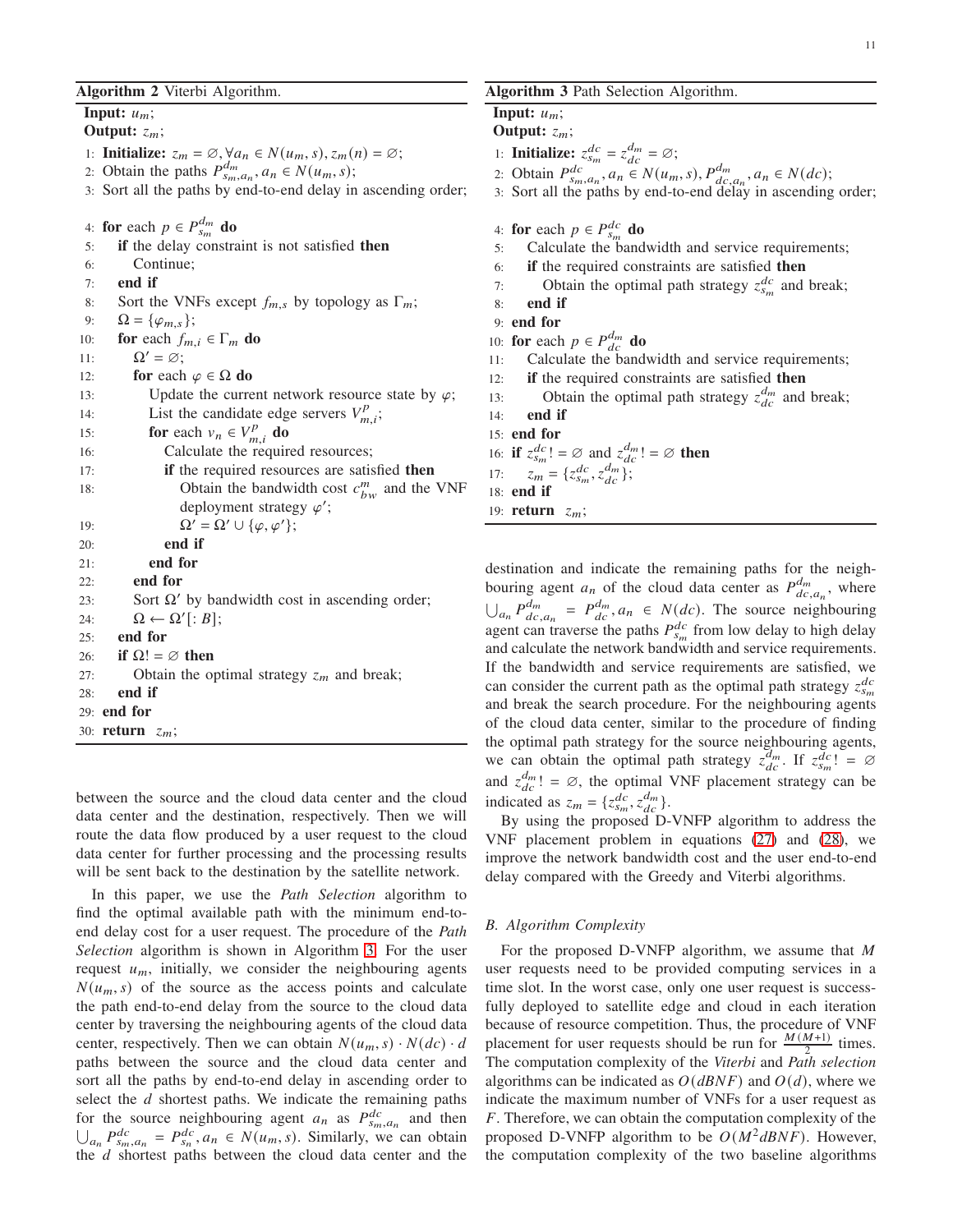**Algorithm 2** Viterbi Algorithm.

**Input:** $u_m$;
**Output:** $z_m$;

```
1: Initialize: z_m = ∅, ∀a_n ∈ N(u_m, s), z_m(n) = ∅;
2: Obtain the paths P^{d_m}_{s_m,a_n}, a_n ∈ N(u_m, s);
3: Sort all the paths by end-to-end delay in ascending order;
4: for each p ∈ P^{d_m}_{s_m} do
5:    if the delay constraint is not satisfied then
6:       Continue;
7:    end if
8:    Sort the VNFs except f_{m,s} by topology as Γ_m;
9:    Ω = {φ_{m,s}};
10:   for each f_{m,i} ∈ Γ_m do
11:      Ω' = ∅;
12:      for each φ ∈ Ω do
13:         Update the current network resource state by φ;
14:         List the candidate edge servers V^p_{m,i};
15:         for each v_n ∈ V^p_{m,i} do
16:            Calculate the required resources;
17:            if the required resources are satisfied then
18:               Obtain the bandwidth cost c^m_{bw} and the VNF
                  deployment strategy φ';
19:               Ω' = Ω' ∪ {φ, φ'};
20:            end if
21:         end for
22:      end for
23:      Sort Ω' by bandwidth cost in ascending order;
24:      Ω ← Ω'[: B];
25:   end for
26:   if Ω! = ∅ then
27:      Obtain the optimal strategy z_m and break;
28:   end if
29: end for
30: return z_m;
```

**Algorithm 3** Path Selection Algorithm.

**Input:** $u_m$;
**Output:** $z_m$;

```
1: Initialize: z^{dc}_{s_m} = z^{d_m}_{dc} = ∅;
2: Obtain P^{dc}_{s_m,a_n}, a_n ∈ N(u_m, s), P^{d_m}_{dc,a_n}, a_n ∈ N(dc);
3: Sort all the paths by end-to-end delay in ascending order;
4: for each p ∈ P^{dc}_{s_m} do
5:    Calculate the bandwidth and service requirements;
6:    if the required constraints are satisfied then
7:       Obtain the optimal path strategy z^{dc}_{s_m} and break;
8:    end if
9: end for
10: for each p ∈ P^{d_m}_{dc} do
11:    Calculate the bandwidth and service requirements;
12:    if the required constraints are satisfied then
13:       Obtain the optimal path strategy z^{d_m}_{dc} and break;
14:    end if
15: end for
16: if z^{dc}_{s_m}! = ∅ and z^{d_m}_{dc}! = ∅ then
17:    z_m = {z^{dc}_{s_m}, z^{d_m}_{dc}};
18: end if
19: return z_m;
```

between the source and the cloud data center and the cloud data center and the destination, respectively. Then we will route the data flow produced by a user request to the cloud data center for further processing and the processing results will be sent back to the destination by the satellite network.

In this paper, we use the *Path Selection* algorithm to find the optimal available path with the minimum end-to-end delay cost for a user request. The procedure of the *Path Selection* algorithm is shown in Algorithm 3. For the user request $u_m$, initially, we consider the neighbouring agents $N(u_m, s)$ of the source as the access points and calculate the path end-to-end delay from the source to the cloud data center by traversing the neighbouring agents of the cloud data center, respectively. Then we can obtain $N(u_m, s) \cdot N(dc) \cdot d$ paths between the source and the cloud data center and sort all the paths by end-to-end delay in ascending order to select the $d$ shortest paths. We indicate the remaining paths for the source neighbouring agent $a_n$ as $P^{dc}_{s_m,a_n}$ and then $\bigcup_{a_n} P^{dc}_{s_m,a_n} = P^{dc}_{s_n}, a_n \in N(u_m, s)$. Similarly, we can obtain the $d$ shortest paths between the cloud data center and the destination and indicate the remaining paths for the neighbouring agent $a_n$ of the cloud data center as $P^{d_m}_{dc,a_n}$, where $\bigcup_{a_n} P^{d_m}_{dc,a_n} = P^{d_m}_{dc}, a_n \in N(dc)$. The source neighbouring agent can traverse the paths $P^{dc}_{s_m}$ from low delay to high delay and calculate the network bandwidth and service requirements. If the bandwidth and service requirements are satisfied, we can consider the current path as the optimal path strategy $z^{dc}_{s_m}$ and break the search procedure. For the neighbouring agents of the cloud data center, similar to the procedure of finding the optimal path strategy for the source neighbouring agents, we can obtain the optimal path strategy $z^{d_m}_{dc}$. If $z^{dc}_{s_m}! = \varnothing$ and $z^{d_m}_{dc}! = \varnothing$, the optimal VNF placement strategy can be indicated as $z_m = \{z^{dc}_{s_m}, z^{d_m}_{dc}\}$.

By using the proposed D-VNFP algorithm to address the VNF placement problem in equations (27) and (28), we improve the network bandwidth cost and the user end-to-end delay compared with the Greedy and Viterbi algorithms.

### B. Algorithm Complexity

For the proposed D-VNFP algorithm, we assume that $M$ user requests need to be provided computing services in a time slot. In the worst case, only one user request is successfully deployed to satellite edge and cloud in each iteration because of resource competition. Thus, the procedure of VNF placement for user requests should be run for $\frac{M(M+1)}{2}$ times. The computation complexity of the *Viterbi* and *Path selection* algorithms can be indicated as $O(dBNF)$ and $O(d)$, where we indicate the maximum number of VNFs for a user request as $F$. Therefore, we can obtain the computation complexity of the proposed D-VNFP algorithm to be $O(M^2dBNF)$. However, the computation complexity of the two baseline algorithms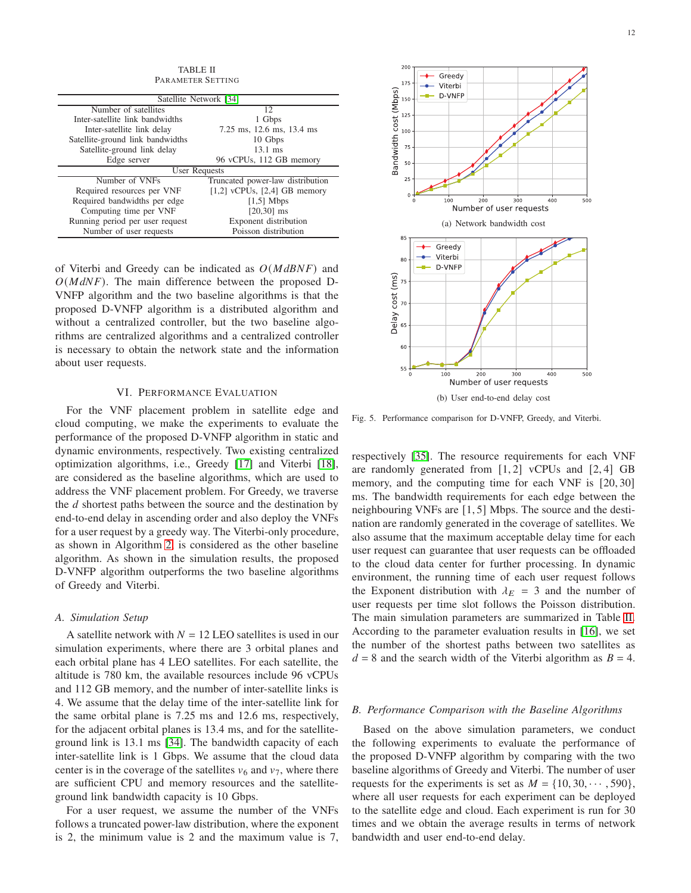TABLE II
PARAMETER SETTING

| Satellite Network [34] | |
|---|---|
| Number of satellites | 12 |
| Inter-satellite link bandwidths | 1 Gbps |
| Inter-satellite link delay | 7.25 ms, 12.6 ms, 13.4 ms |
| Satellite-ground link bandwidths | 10 Gbps |
| Satellite-ground link delay | 13.1 ms |
| Edge server | 96 vCPUs, 112 GB memory |
| **User Requests** | |
| Number of VNFs | Truncated power-law distribution |
| Required resources per VNF | [1,2] vCPUs, [2,4] GB memory |
| Required bandwidths per edge | [1,5] Mbps |
| Computing time per VNF | [20,30] ms |
| Running period per user request | Exponent distribution |
| Number of user requests | Poisson distribution |

of Viterbi and Greedy can be indicated as $O(MdBNF)$ and $O(MdNF)$. The main difference between the proposed D-VNFP algorithm and the two baseline algorithms is that the proposed D-VNFP algorithm is a distributed algorithm and without a centralized controller, but the two baseline algorithms are centralized algorithms and a centralized controller is necessary to obtain the network state and the information about user requests.

## VI. Performance Evaluation

For the VNF placement problem in satellite edge and cloud computing, we make the experiments to evaluate the performance of the proposed D-VNFP algorithm in static and dynamic environments, respectively. Two existing centralized optimization algorithms, i.e., Greedy [17] and Viterbi [18], are considered as the baseline algorithms, which are used to address the VNF placement problem. For Greedy, we traverse the $d$ shortest paths between the source and the destination by end-to-end delay in ascending order and also deploy the VNFs for a user request by a greedy way. The Viterbi-only procedure, as shown in Algorithm 2, is considered as the other baseline algorithm. As shown in the simulation results, the proposed D-VNFP algorithm outperforms the two baseline algorithms of Greedy and Viterbi.

### A. Simulation Setup

A satellite network with $N = 12$ LEO satellites is used in our simulation experiments, where there are 3 orbital planes and each orbital plane has 4 LEO satellites. For each satellite, the altitude is 780 km, the available resources include 96 vCPUs and 112 GB memory, and the number of inter-satellite links is 4. We assume that the delay time of the inter-satellite link for the same orbital plane is 7.25 ms and 12.6 ms, respectively, for the adjacent orbital planes is 13.4 ms, and for the satellite-ground link is 13.1 ms [34]. The bandwidth capacity of each inter-satellite link is 1 Gbps. We assume that the cloud data center is in the coverage of the satellites $v_6$ and $v_7$, where there are sufficient CPU and memory resources and the satellite-ground link bandwidth capacity is 10 Gbps.

For a user request, we assume the number of the VNFs follows a truncated power-law distribution, where the exponent is 2, the minimum value is 2 and the maximum value is 7, respectively [35]. The resource requirements for each VNF are randomly generated from $[1, 2]$ vCPUs and $[2, 4]$ GB memory, and the computing time for each VNF is $[20, 30]$ ms. The bandwidth requirements for each edge between the neighbouring VNFs are $[1, 5]$ Mbps. The source and the destination are randomly generated in the coverage of satellites. We also assume that the maximum acceptable delay time for each user request can guarantee that user requests can be offloaded to the cloud data center for further processing. In dynamic environment, the running time of each user request follows the Exponent distribution with $\lambda_E = 3$ and the number of user requests per time slot follows the Poisson distribution. The main simulation parameters are summarized in Table II. According to the parameter evaluation results in [16], we set the number of the shortest paths between two satellites as $d = 8$ and the search width of the Viterbi algorithm as $B = 4$.

(a) Network bandwidth cost

(b) User end-to-end delay cost

Fig. 5. Performance comparison for D-VNFP, Greedy, and Viterbi.

### B. Performance Comparison with the Baseline Algorithms

Based on the above simulation parameters, we conduct the following experiments to evaluate the performance of the proposed D-VNFP algorithm by comparing with the two baseline algorithms of Greedy and Viterbi. The number of user requests for the experiments is set as $M = \{10, 30, \cdots, 590\}$, where all user requests for each experiment can be deployed to the satellite edge and cloud. Each experiment is run for 30 times and we obtain the average results in terms of network bandwidth and user end-to-end delay.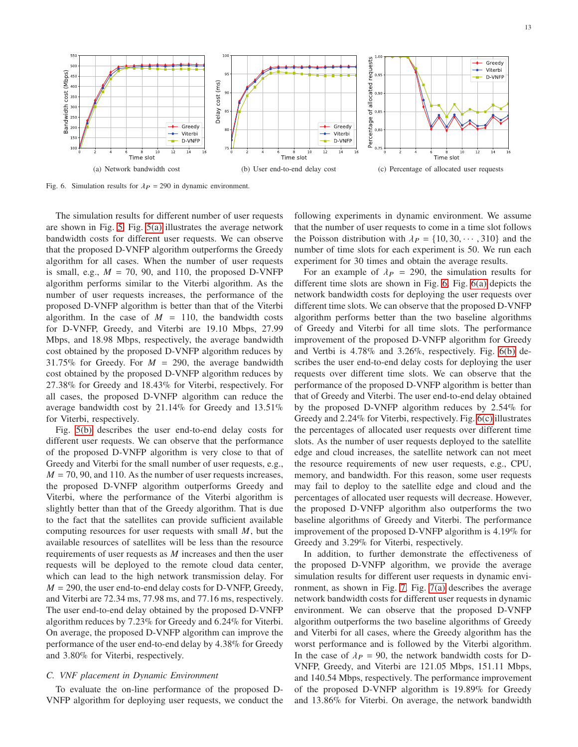(a) Network bandwidth cost

(b) User end-to-end delay cost

(c) Percentage of allocated user requests

Fig. 6. Simulation results for $\lambda_P = 290$ in dynamic environment.

The simulation results for different number of user requests are shown in Fig. 5. Fig. 5(a) illustrates the average network bandwidth costs for different user requests. We can observe that the proposed D-VNFP algorithm outperforms the Greedy algorithm for all cases. When the number of user requests is small, e.g., $M$ = 70, 90, and 110, the proposed D-VNFP algorithm performs similar to the Viterbi algorithm. As the number of user requests increases, the performance of the proposed D-VNFP algorithm is better than that of the Viterbi algorithm. In the case of $M = 110$, the bandwidth costs for D-VNFP, Greedy, and Viterbi are 19.10 Mbps, 27.99 Mbps, and 18.98 Mbps, respectively, the average bandwidth cost obtained by the proposed D-VNFP algorithm reduces by 31.75% for Greedy. For $M = 290$, the average bandwidth cost obtained by the proposed D-VNFP algorithm reduces by 27.38% for Greedy and 18.43% for Viterbi, respectively. For all cases, the proposed D-VNFP algorithm can reduce the average bandwidth cost by 21.14% for Greedy and 13.51% for Viterbi, respectively.

Fig. 5(b) describes the user end-to-end delay costs for different user requests. We can observe that the performance of the proposed D-VNFP algorithm is very close to that of Greedy and Viterbi for the small number of user requests, e.g., $M$ = 70, 90, and 110. As the number of user requests increases, the proposed D-VNFP algorithm outperforms Greedy and Viterbi, where the performance of the Viterbi algorithm is slightly better than that of the Greedy algorithm. That is due to the fact that the satellites can provide sufficient available computing resources for user requests with small $M$, but the available resources of satellites will be less than the resource requirements of user requests as $M$ increases and then the user requests will be deployed to the remote cloud data center, which can lead to the high network transmission delay. For $M = 290$, the user end-to-end delay costs for D-VNFP, Greedy, and Viterbi are 72.34 ms, 77.98 ms, and 77.16 ms, respectively. The user end-to-end delay obtained by the proposed D-VNFP algorithm reduces by 7.23% for Greedy and 6.24% for Viterbi. On average, the proposed D-VNFP algorithm can improve the performance of the user end-to-end delay by 4.38% for Greedy and 3.80% for Viterbi, respectively.

### C. VNF placement in Dynamic Environment

To evaluate the on-line performance of the proposed D-VNFP algorithm for deploying user requests, we conduct the following experiments in dynamic environment. We assume that the number of user requests to come in a time slot follows the Poisson distribution with $\lambda_P = \{10, 30, \cdots, 310\}$ and the number of time slots for each experiment is 50. We run each experiment for 30 times and obtain the average results.

For an example of $\lambda_P = 290$, the simulation results for different time slots are shown in Fig. 6. Fig. 6(a) depicts the network bandwidth costs for deploying the user requests over different time slots. We can observe that the proposed D-VNFP algorithm performs better than the two baseline algorithms of Greedy and Viterbi for all time slots. The performance improvement of the proposed D-VNFP algorithm for Greedy and Vertbi is 4.78% and 3.26%, respectively. Fig. 6(b) describes the user end-to-end delay costs for deploying the user requests over different time slots. We can observe that the performance of the proposed D-VNFP algorithm is better than that of Greedy and Viterbi. The user end-to-end delay obtained by the proposed D-VNFP algorithm reduces by 2.54% for Greedy and 2.24% for Viterbi, respectively. Fig. 6(c) illustrates the percentages of allocated user requests over different time slots. As the number of user requests deployed to the satellite edge and cloud increases, the satellite network can not meet the resource requirements of new user requests, e.g., CPU, memory, and bandwidth. For this reason, some user requests may fail to deploy to the satellite edge and cloud and the percentages of allocated user requests will decrease. However, the proposed D-VNFP algorithm also outperforms the two baseline algorithms of Greedy and Viterbi. The performance improvement of the proposed D-VNFP algorithm is 4.19% for Greedy and 3.29% for Viterbi, respectively.

In addition, to further demonstrate the effectiveness of the proposed D-VNFP algorithm, we provide the average simulation results for different user requests in dynamic environment, as shown in Fig. 7. Fig. 7(a) describes the average network bandwidth costs for different user requests in dynamic environment. We can observe that the proposed D-VNFP algorithm outperforms the two baseline algorithms of Greedy and Viterbi for all cases, where the Greedy algorithm has the worst performance and is followed by the Viterbi algorithm. In the case of $\lambda_P = 90$, the network bandwidth costs for D-VNFP, Greedy, and Viterbi are 121.05 Mbps, 151.11 Mbps, and 140.54 Mbps, respectively. The performance improvement of the proposed D-VNFP algorithm is 19.89% for Greedy and 13.86% for Viterbi. On average, the network bandwidth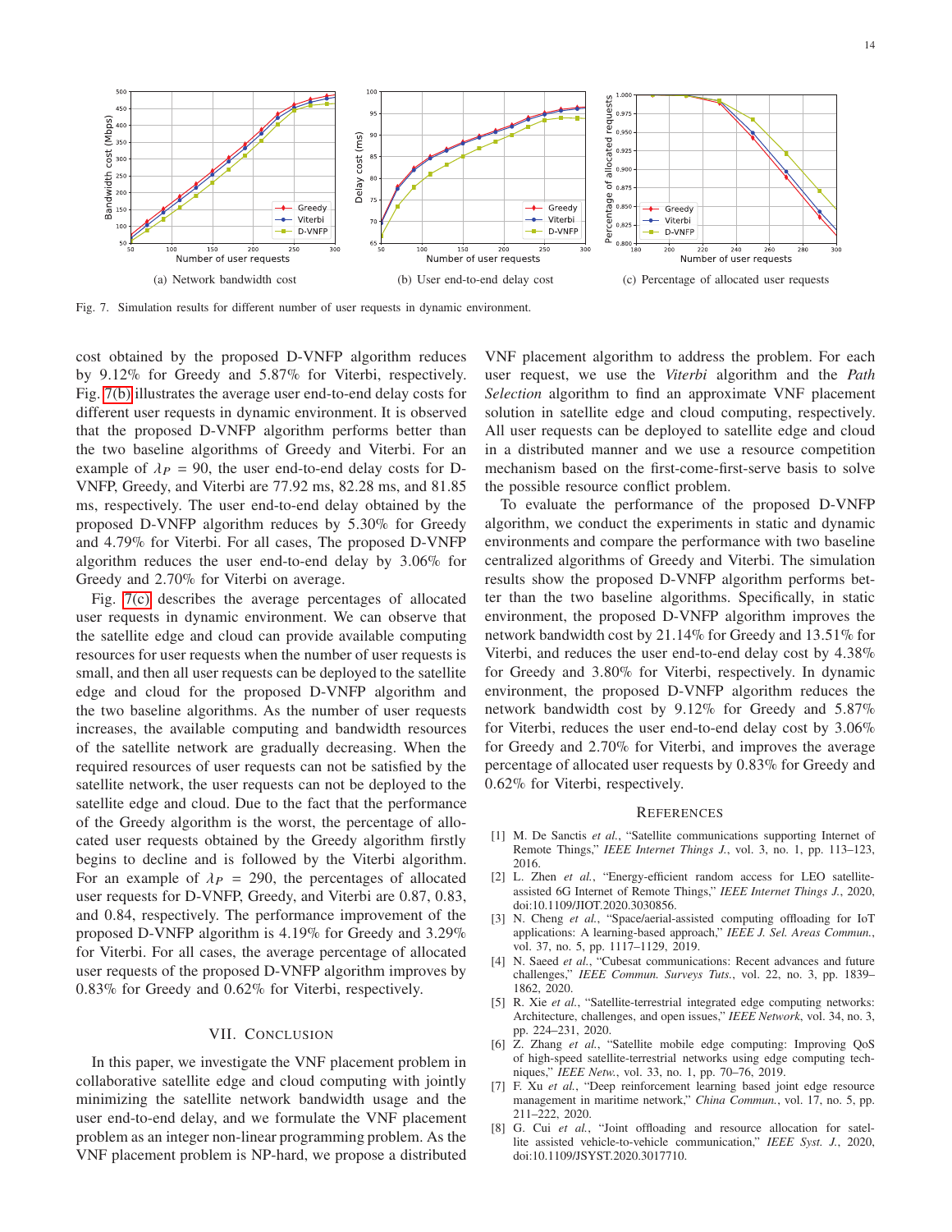(a) Network bandwidth cost

(b) User end-to-end delay cost

(c) Percentage of allocated user requests

Fig. 7. Simulation results for different number of user requests in dynamic environment.

cost obtained by the proposed D-VNFP algorithm reduces by 9.12% for Greedy and 5.87% for Viterbi, respectively. Fig. 7(b) illustrates the average user end-to-end delay costs for different user requests in dynamic environment. It is observed that the proposed D-VNFP algorithm performs better than the two baseline algorithms of Greedy and Viterbi. For an example of $\lambda_P = 90$, the user end-to-end delay costs for D-VNFP, Greedy, and Viterbi are 77.92 ms, 82.28 ms, and 81.85 ms, respectively. The user end-to-end delay obtained by the proposed D-VNFP algorithm reduces by 5.30% for Greedy and 4.79% for Viterbi. For all cases, The proposed D-VNFP algorithm reduces the user end-to-end delay by 3.06% for Greedy and 2.70% for Viterbi on average.

Fig. 7(c) describes the average percentages of allocated user requests in dynamic environment. We can observe that the satellite edge and cloud can provide available computing resources for user requests when the number of user requests is small, and then all user requests can be deployed to the satellite edge and cloud for the proposed D-VNFP algorithm and the two baseline algorithms. As the number of user requests increases, the available computing and bandwidth resources of the satellite network are gradually decreasing. When the required resources of user requests can not be satisfied by the satellite network, the user requests can not be deployed to the satellite edge and cloud. Due to the fact that the performance of the Greedy algorithm is the worst, the percentage of allocated user requests obtained by the Greedy algorithm firstly begins to decline and is followed by the Viterbi algorithm. For an example of $\lambda_P = 290$, the percentages of allocated user requests for D-VNFP, Greedy, and Viterbi are 0.87, 0.83, and 0.84, respectively. The performance improvement of the proposed D-VNFP algorithm is 4.19% for Greedy and 3.29% for Viterbi. For all cases, the average percentage of allocated user requests of the proposed D-VNFP algorithm improves by 0.83% for Greedy and 0.62% for Viterbi, respectively.

## VII. Conclusion

In this paper, we investigate the VNF placement problem in collaborative satellite edge and cloud computing with jointly minimizing the satellite network bandwidth usage and the user end-to-end delay, and we formulate the VNF placement problem as an integer non-linear programming problem. As the VNF placement problem is NP-hard, we propose a distributed VNF placement algorithm to address the problem. For each user request, we use the *Viterbi* algorithm and the *Path Selection* algorithm to find an approximate VNF placement solution in satellite edge and cloud computing, respectively. All user requests can be deployed to satellite edge and cloud in a distributed manner and we use a resource competition mechanism based on the first-come-first-serve basis to solve the possible resource conflict problem.

To evaluate the performance of the proposed D-VNFP algorithm, we conduct the experiments in static and dynamic environments and compare the performance with two baseline centralized algorithms of Greedy and Viterbi. The simulation results show the proposed D-VNFP algorithm performs better than the two baseline algorithms. Specifically, in static environment, the proposed D-VNFP algorithm improves the network bandwidth cost by 21.14% for Greedy and 13.51% for Viterbi, and reduces the user end-to-end delay cost by 4.38% for Greedy and 3.80% for Viterbi, respectively. In dynamic environment, the proposed D-VNFP algorithm reduces the network bandwidth cost by 9.12% for Greedy and 5.87% for Viterbi, reduces the user end-to-end delay cost by 3.06% for Greedy and 2.70% for Viterbi, and improves the average percentage of allocated user requests by 0.83% for Greedy and 0.62% for Viterbi, respectively.

## References

[1] M. De Sanctis *et al.*, "Satellite communications supporting Internet of Remote Things," *IEEE Internet Things J.*, vol. 3, no. 1, pp. 113–123, 2016.

[2] L. Zhen *et al.*, "Energy-efficient random access for LEO satellite-assisted 6G Internet of Remote Things," *IEEE Internet Things J.*, 2020, doi:10.1109/JIOT.2020.3030856.

[3] N. Cheng *et al.*, "Space/aerial-assisted computing offloading for IoT applications: A learning-based approach," *IEEE J. Sel. Areas Commun.*, vol. 37, no. 5, pp. 1117–1129, 2019.

[4] N. Saeed *et al.*, "Cubesat communications: Recent advances and future challenges," *IEEE Commun. Surveys Tuts.*, vol. 22, no. 3, pp. 1839–1862, 2020.

[5] R. Xie *et al.*, "Satellite-terrestrial integrated edge computing networks: Architecture, challenges, and open issues," *IEEE Network*, vol. 34, no. 3, pp. 224–231, 2020.

[6] Z. Zhang *et al.*, "Satellite mobile edge computing: Improving QoS of high-speed satellite-terrestrial networks using edge computing techniques," *IEEE Netw.*, vol. 33, no. 1, pp. 70–76, 2019.

[7] F. Xu *et al.*, "Deep reinforcement learning based joint edge resource management in maritime network," *China Commun.*, vol. 17, no. 5, pp. 211–222, 2020.

[8] G. Cui *et al.*, "Joint offloading and resource allocation for satellite assisted vehicle-to-vehicle communication," *IEEE Syst. J.*, 2020, doi:10.1109/JSYST.2020.3017710.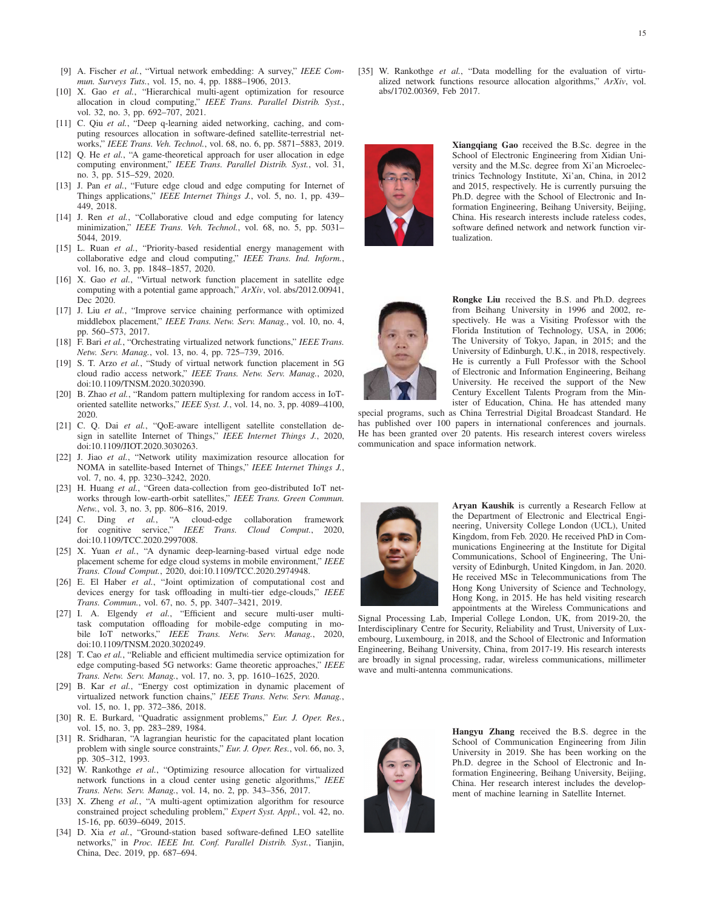[9] A. Fischer *et al.*, "Virtual network embedding: A survey," *IEEE Commun. Surveys Tuts.*, vol. 15, no. 4, pp. 1888–1906, 2013.

[10] X. Gao *et al.*, "Hierarchical multi-agent optimization for resource allocation in cloud computing," *IEEE Trans. Parallel Distrib. Syst.*, vol. 32, no. 3, pp. 692–707, 2021.

[11] C. Qiu *et al.*, "Deep q-learning aided networking, caching, and computing resources allocation in software-defined satellite-terrestrial networks," *IEEE Trans. Veh. Technol.*, vol. 68, no. 6, pp. 5871–5883, 2019.

[12] Q. He *et al.*, "A game-theoretical approach for user allocation in edge computing environment," *IEEE Trans. Parallel Distrib. Syst.*, vol. 31, no. 3, pp. 515–529, 2020.

[13] J. Pan *et al.*, "Future edge cloud and edge computing for Internet of Things applications," *IEEE Internet Things J.*, vol. 5, no. 1, pp. 439–449, 2018.

[14] J. Ren *et al.*, "Collaborative cloud and edge computing for latency minimization," *IEEE Trans. Veh. Technol.*, vol. 68, no. 5, pp. 5031–5044, 2019.

[15] L. Ruan *et al.*, "Priority-based residential energy management with collaborative edge and cloud computing," *IEEE Trans. Ind. Inform.*, vol. 16, no. 3, pp. 1848–1857, 2020.

[16] X. Gao *et al.*, "Virtual network function placement in satellite edge computing with a potential game approach," *ArXiv*, vol. abs/2012.00941, Dec 2020.

[17] J. Liu *et al.*, "Improve service chaining performance with optimized middlebox placement," *IEEE Trans. Netw. Serv. Manag.*, vol. 10, no. 4, pp. 560–573, 2017.

[18] F. Bari *et al.*, "Orchestrating virtualized network functions," *IEEE Trans. Netw. Serv. Manag.*, vol. 13, no. 4, pp. 725–739, 2016.

[19] S. T. Arzo *et al.*, "Study of virtual network function placement in 5G cloud radio access network," *IEEE Trans. Netw. Serv. Manag.*, 2020, doi:10.1109/TNSM.2020.3020390.

[20] B. Zhao *et al.*, "Random pattern multiplexing for random access in IoT-oriented satellite networks," *IEEE Syst. J.*, vol. 14, no. 3, pp. 4089–4100, 2020.

[21] C. Q. Dai *et al.*, "QoE-aware intelligent satellite constellation design in satellite Internet of Things," *IEEE Internet Things J.*, 2020, doi:10.1109/JIOT.2020.3030263.

[22] J. Jiao *et al.*, "Network utility maximization resource allocation for NOMA in satellite-based Internet of Things," *IEEE Internet Things J.*, vol. 7, no. 4, pp. 3230–3242, 2020.

[23] H. Huang *et al.*, "Green data-collection from geo-distributed IoT networks through low-earth-orbit satellites," *IEEE Trans. Green Commun. Netw.*, vol. 3, no. 3, pp. 806–816, 2019.

[24] C. Ding *et al.*, "A cloud-edge collaboration framework for cognitive service," *IEEE Trans. Cloud Comput.*, 2020, doi:10.1109/TCC.2020.2997008.

[25] X. Yuan *et al.*, "A dynamic deep-learning-based virtual edge node placement scheme for edge cloud systems in mobile environment," *IEEE Trans. Cloud Comput.*, 2020, doi:10.1109/TCC.2020.2974948.

[26] E. El Haber *et al.*, "Joint optimization of computational cost and devices energy for task offloading in multi-tier edge-clouds," *IEEE Trans. Commun.*, vol. 67, no. 5, pp. 3407–3421, 2019.

[27] I. A. Elgendy *et al.*, "Efficient and secure multi-user multi-task computation offloading for mobile-edge computing in mobile IoT networks," *IEEE Trans. Netw. Serv. Manag.*, 2020, doi:10.1109/TNSM.2020.3020249.

[28] T. Cao *et al.*, "Reliable and efficient multimedia service optimization for edge computing-based 5G networks: Game theoretic approaches," *IEEE Trans. Netw. Serv. Manag.*, vol. 17, no. 3, pp. 1610–1625, 2020.

[29] B. Kar *et al.*, "Energy cost optimization in dynamic placement of virtualized network function chains," *IEEE Trans. Netw. Serv. Manag.*, vol. 15, no. 1, pp. 372–386, 2018.

[30] R. E. Burkard, "Quadratic assignment problems," *Eur. J. Oper. Res.*, vol. 15, no. 3, pp. 283–289, 1984.

[31] R. Sridharan, "A lagrangian heuristic for the capacitated plant location problem with single source constraints," *Eur. J. Oper. Res.*, vol. 66, no. 3, pp. 305–312, 1993.

[32] W. Rankothge *et al.*, "Optimizing resource allocation for virtualized network functions in a cloud center using genetic algorithms," *IEEE Trans. Netw. Serv. Manag.*, vol. 14, no. 2, pp. 343–356, 2017.

[33] X. Zheng *et al.*, "A multi-agent optimization algorithm for resource constrained project scheduling problem," *Expert Syst. Appl.*, vol. 42, no. 15-16, pp. 6039–6049, 2015.

[34] D. Xia *et al.*, "Ground-station based software-defined LEO satellite networks," in *Proc. IEEE Int. Conf. Parallel Distrib. Syst.*, Tianjin, China, Dec. 2019, pp. 687–694.

[35] W. Rankothge *et al.*, "Data modelling for the evaluation of virtualized network functions resource allocation algorithms," *ArXiv*, vol. abs/1702.00369, Feb 2017.

**Xiangqiang Gao** received the B.Sc. degree in the School of Electronic Engineering from Xidian University and the M.Sc. degree from Xi'an Microelectrinics Technology Institute, Xi'an, China, in 2012 and 2015, respectively. He is currently pursuing the Ph.D. degree with the School of Electronic and Information Engineering, Beihang University, Beijing, China. His research interests include rateless codes, software defined network and network function virtualization.

**Rongke Liu** received the B.S. and Ph.D. degrees from Beihang University in 1996 and 2002, respectively. He was a Visiting Professor with the Florida Institution of Technology, USA, in 2006; The University of Tokyo, Japan, in 2015; and the University of Edinburgh, U.K., in 2018, respectively. He is currently a Full Professor with the School of Electronic and Information Engineering, Beihang University. He received the support of the New Century Excellent Talents Program from the Minister of Education, China. He has attended many special programs, such as China Terrestrial Digital Broadcast Standard. He has published over 100 papers in international conferences and journals. He has been granted over 20 patents. His research interest covers wireless communication and space information network.

**Aryan Kaushik** is currently a Research Fellow at the Department of Electronic and Electrical Engineering, University College London (UCL), United Kingdom, from Feb. 2020. He received PhD in Communications Engineering at the Institute for Digital Communications, School of Engineering, The University of Edinburgh, United Kingdom, in Jan. 2020. He received MSc in Telecommunications from The Hong Kong University of Science and Technology, Hong Kong, in 2015. He has held visiting research appointments at the Wireless Communications and Signal Processing Lab, Imperial College London, UK, from 2019-20, the Interdisciplinary Centre for Security, Reliability and Trust, University of Luxembourg, Luxembourg, in 2018, and the School of Electronic and Information Engineering, Beihang University, China, from 2017-19. His research interests are broadly in signal processing, radar, wireless communications, millimeter wave and multi-antenna communications.

**Hangyu Zhang** received the B.S. degree in the School of Communication Engineering from Jilin University in 2019. She has been working on the Ph.D. degree in the School of Electronic and Information Engineering, Beihang University, Beijing, China. Her research interest includes the development of machine learning in Satellite Internet.